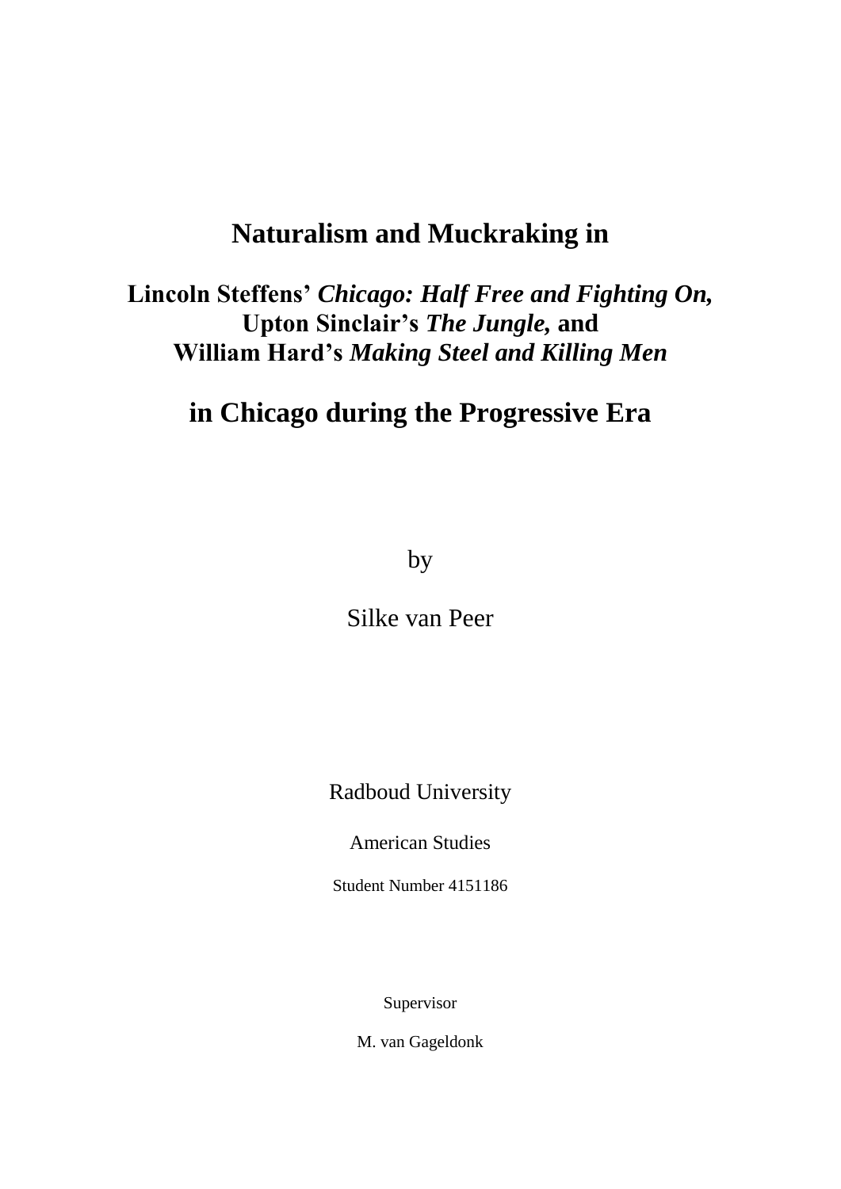# Naturalism and Muckraking in

## Lincoln Steffens' *Chicago: Half Free and Fighting On,* Upton Sinclair's *The Jungle,* and William Hard's *Making Steel and Killing Men*

# in Chicago during the Progressive Era

by

Silke van Peer

Radboud University

American Studies

Student Number 4151186

Supervisor

M. van Gageldonk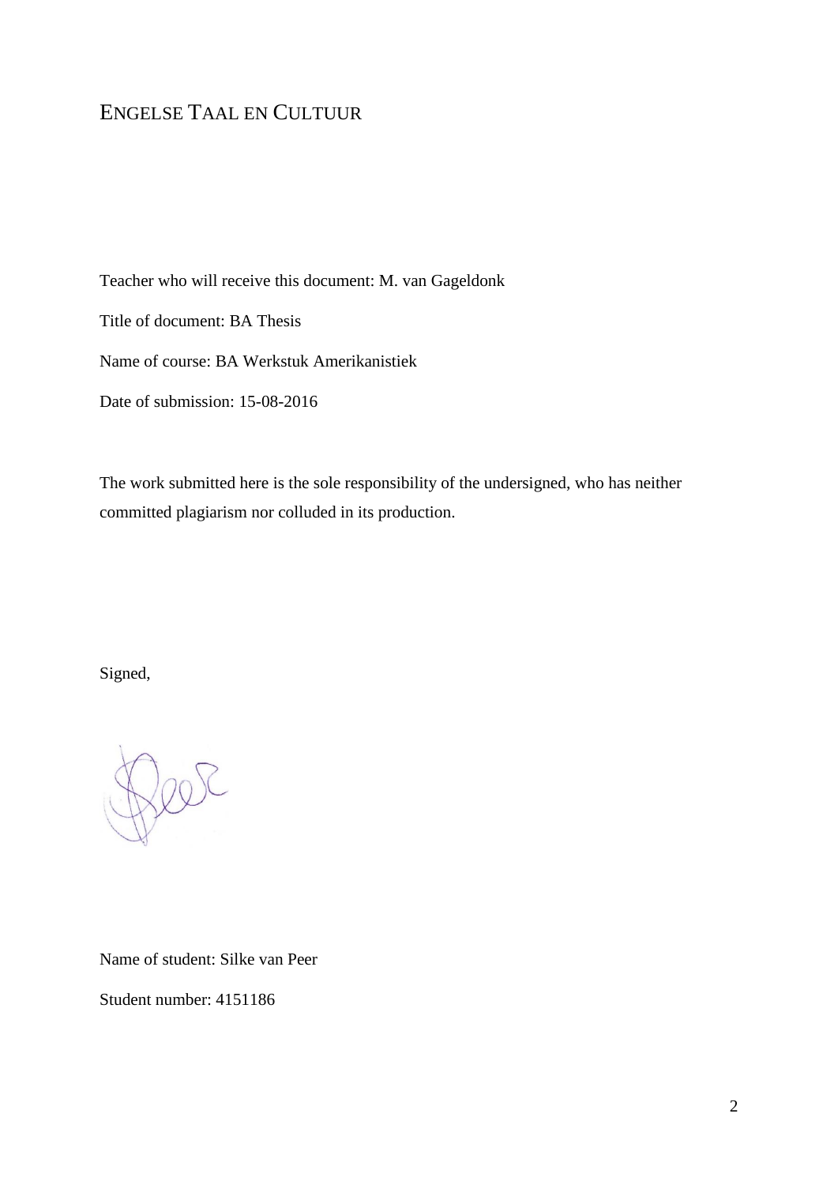# ENGELSE TAAL EN CULTUUR

Teacher who will receive this document: M. van Gageldonk

Title of document: BA Thesis

Name of course: BA Werkstuk Amerikanistiek

Date of submission: 15-08-2016

The work submitted here is the sole responsibility of the undersigned, who has neither committed plagiarism nor colluded in its production.

Signed,

Name of student: Silke van Peer

Student number: 4151186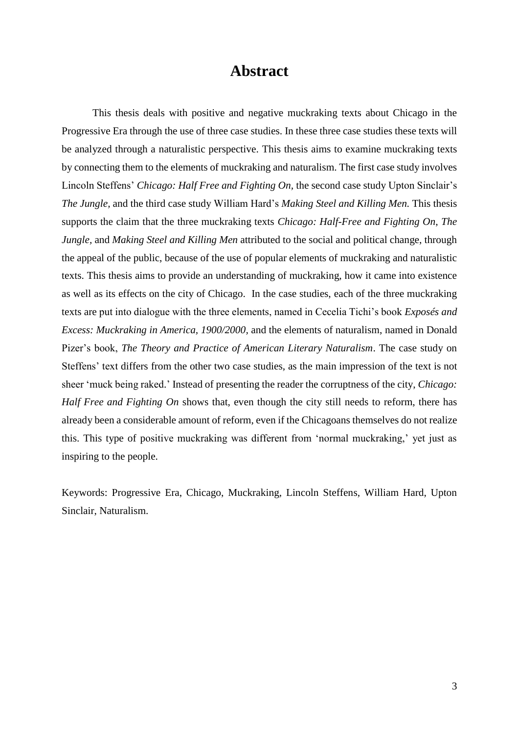# Abstract

This thesis deals with positive and negative muckraking texts about Chicago in the Progressive Era through the use of three case studies. In these three case studies these texts will be analyzed through a naturalistic perspective. This thesis aims to examine muckraking texts by connecting them to the elements of muckraking and naturalism. The first case study involves Lincoln Steffens' *Chicago: Half Free and Fighting On*, the second case study Upton Sinclair's *The Jungle*, and the third case study William Hard's *Making Steel and Killing Men.* This thesis supports the claim that the three muckraking texts *Chicago: Half-Free and Fighting On*, *The Jungle*, and *Making Steel and Killing Men* attributed to the social and political change, through the appeal of the public, because of the use of popular elements of muckraking and naturalistic texts. This thesis aims to provide an understanding of muckraking, how it came into existence as well as its effects on the city of Chicago. In the case studies, each of the three muckraking texts are put into dialogue with the three elements, named in Cecelia Tichi's book *Exposés and Excess: Muckraking in America, 1900/2000*, and the elements of naturalism, named in Donald Pizer's book, *The Theory and Practice of American Literary Naturalism*. The case study on Steffens' text differs from the other two case studies, as the main impression of the text is not sheer 'muck being raked.' Instead of presenting the reader the corruptness of the city, *Chicago: Half Free and Fighting On* shows that, even though the city still needs to reform, there has already been a considerable amount of reform, even if the Chicagoans themselves do not realize this. This type of positive muckraking was different from 'normal muckraking,' yet just as inspiring to the people.

Keywords: Progressive Era, Chicago, Muckraking, Lincoln Steffens, William Hard, Upton Sinclair, Naturalism.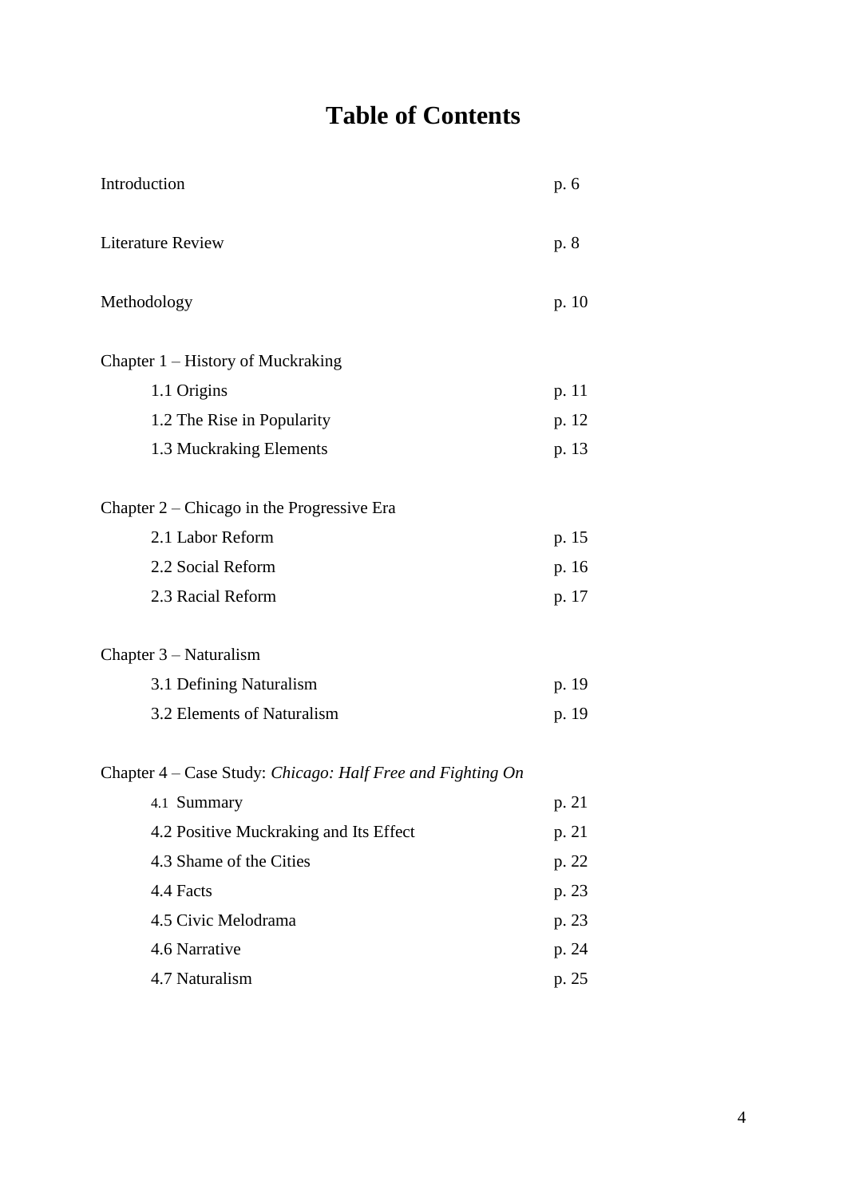# Table of Contents

| | |
|---|---|
| Introduction | p. 6 |
| Literature Review | p. 8 |
| Methodology | p. 10 |
| Chapter 1 – History of Muckraking | |
| 1.1 Origins | p. 11 |
| 1.2 The Rise in Popularity | p. 12 |
| 1.3 Muckraking Elements | p. 13 |
| Chapter 2 – Chicago in the Progressive Era | |
| 2.1 Labor Reform | p. 15 |
| 2.2 Social Reform | p. 16 |
| 2.3 Racial Reform | p. 17 |
| Chapter 3 – Naturalism | |
| 3.1 Defining Naturalism | p. 19 |
| 3.2 Elements of Naturalism | p. 19 |
| Chapter 4 – Case Study: *Chicago: Half Free and Fighting On* | |
| 4.1 Summary | p. 21 |
| 4.2 Positive Muckraking and Its Effect | p. 21 |
| 4.3 Shame of the Cities | p. 22 |
| 4.4 Facts | p. 23 |
| 4.5 Civic Melodrama | p. 23 |
| 4.6 Narrative | p. 24 |
| 4.7 Naturalism | p. 25 |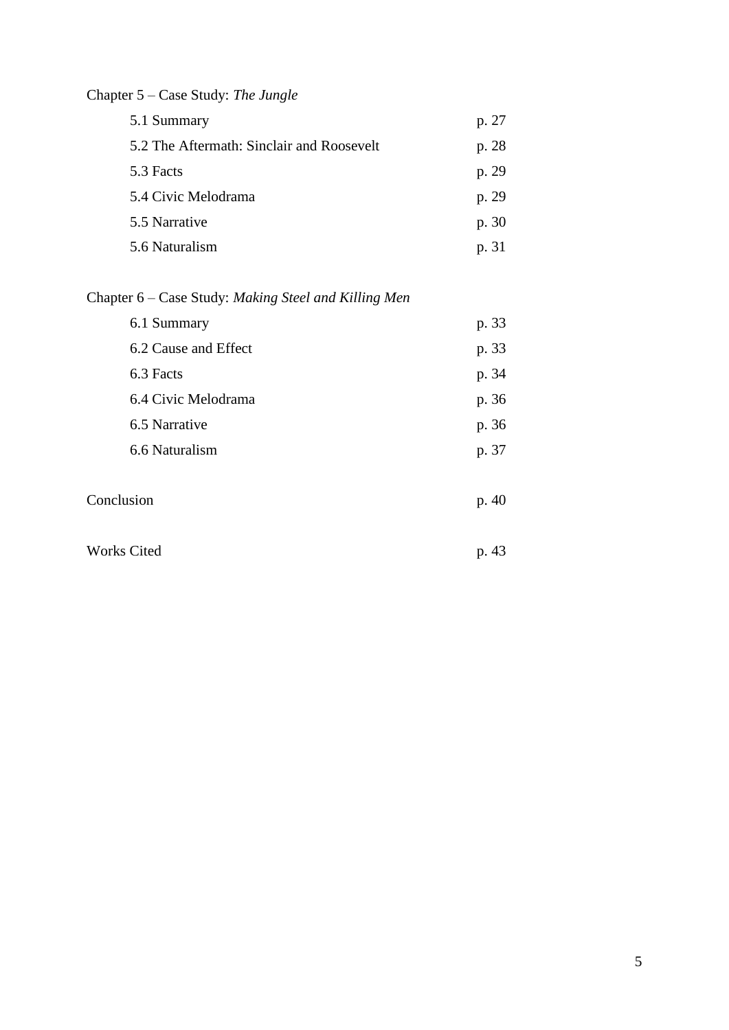Chapter 5 – Case Study: *The Jungle*

| | |
|---|---|
| 5.1 Summary | p. 27 |
| 5.2 The Aftermath: Sinclair and Roosevelt | p. 28 |
| 5.3 Facts | p. 29 |
| 5.4 Civic Melodrama | p. 29 |
| 5.5 Narrative | p. 30 |
| 5.6 Naturalism | p. 31 |

Chapter 6 – Case Study: *Making Steel and Killing Men*

| | |
|---|---|
| 6.1 Summary | p. 33 |
| 6.2 Cause and Effect | p. 33 |
| 6.3 Facts | p. 34 |
| 6.4 Civic Melodrama | p. 36 |
| 6.5 Narrative | p. 36 |
| 6.6 Naturalism | p. 37 |

| | |
|---|---|
| Conclusion | p. 40 |
| Works Cited | p. 43 |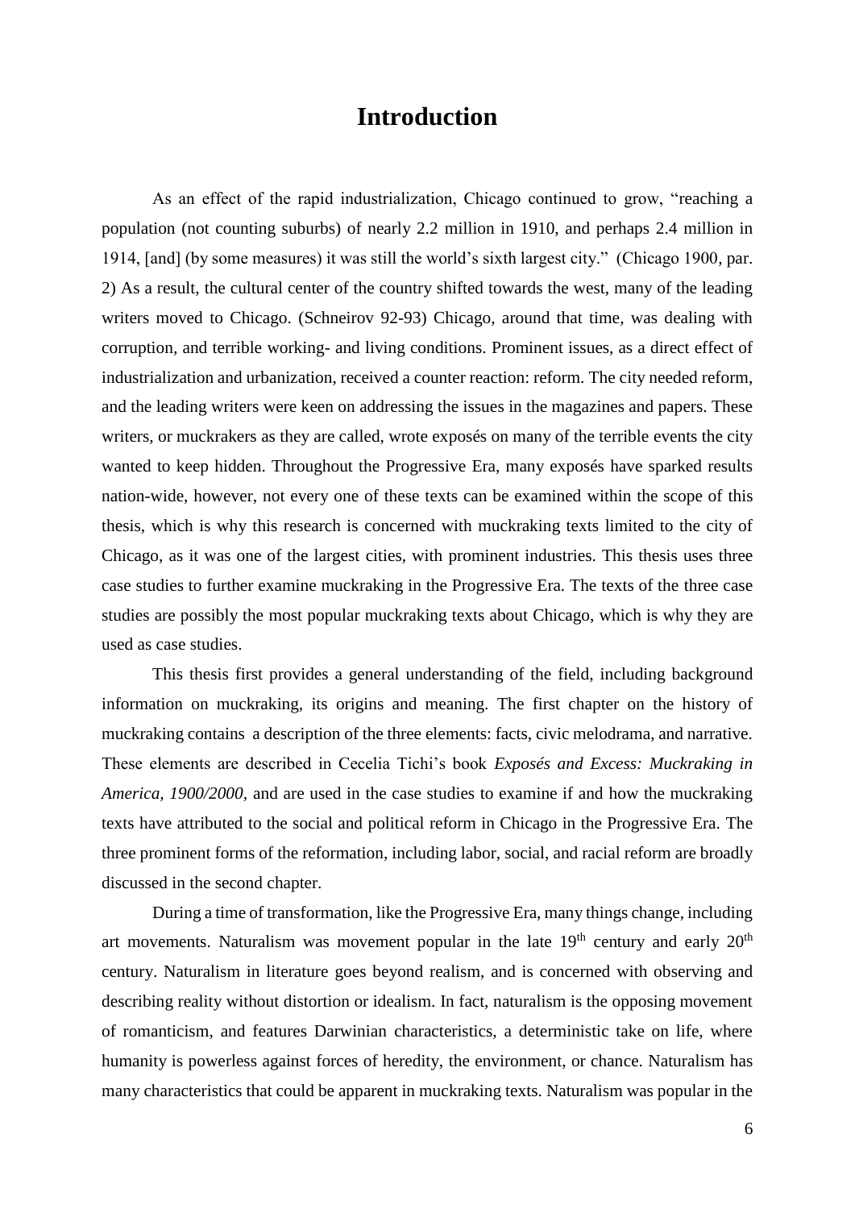# Introduction

As an effect of the rapid industrialization, Chicago continued to grow, "reaching a population (not counting suburbs) of nearly 2.2 million in 1910, and perhaps 2.4 million in 1914, [and] (by some measures) it was still the world's sixth largest city." (Chicago 1900, par. 2) As a result, the cultural center of the country shifted towards the west, many of the leading writers moved to Chicago. (Schneirov 92-93) Chicago, around that time, was dealing with corruption, and terrible working- and living conditions. Prominent issues, as a direct effect of industrialization and urbanization, received a counter reaction: reform. The city needed reform, and the leading writers were keen on addressing the issues in the magazines and papers. These writers, or muckrakers as they are called, wrote exposés on many of the terrible events the city wanted to keep hidden. Throughout the Progressive Era, many exposés have sparked results nation-wide, however, not every one of these texts can be examined within the scope of this thesis, which is why this research is concerned with muckraking texts limited to the city of Chicago, as it was one of the largest cities, with prominent industries. This thesis uses three case studies to further examine muckraking in the Progressive Era. The texts of the three case studies are possibly the most popular muckraking texts about Chicago, which is why they are used as case studies.

This thesis first provides a general understanding of the field, including background information on muckraking, its origins and meaning. The first chapter on the history of muckraking contains a description of the three elements: facts, civic melodrama, and narrative. These elements are described in Cecelia Tichi's book *Exposés and Excess: Muckraking in America, 1900/2000,* and are used in the case studies to examine if and how the muckraking texts have attributed to the social and political reform in Chicago in the Progressive Era. The three prominent forms of the reformation, including labor, social, and racial reform are broadly discussed in the second chapter.

During a time of transformation, like the Progressive Era, many things change, including art movements. Naturalism was movement popular in the late 19th century and early 20th century. Naturalism in literature goes beyond realism, and is concerned with observing and describing reality without distortion or idealism. In fact, naturalism is the opposing movement of romanticism, and features Darwinian characteristics, a deterministic take on life, where humanity is powerless against forces of heredity, the environment, or chance. Naturalism has many characteristics that could be apparent in muckraking texts. Naturalism was popular in the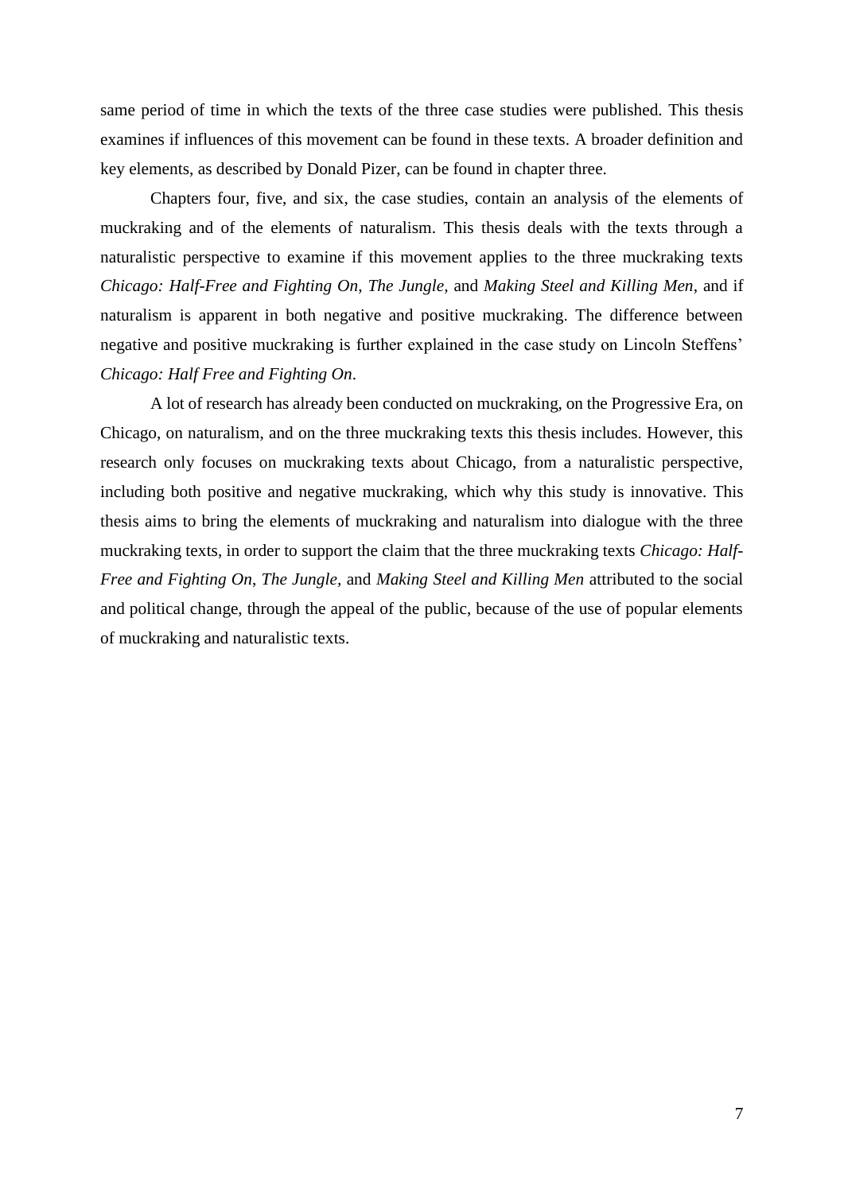same period of time in which the texts of the three case studies were published. This thesis examines if influences of this movement can be found in these texts. A broader definition and key elements, as described by Donald Pizer, can be found in chapter three.

Chapters four, five, and six, the case studies, contain an analysis of the elements of muckraking and of the elements of naturalism. This thesis deals with the texts through a naturalistic perspective to examine if this movement applies to the three muckraking texts *Chicago: Half-Free and Fighting On*, *The Jungle,* and *Making Steel and Killing Men*, and if naturalism is apparent in both negative and positive muckraking. The difference between negative and positive muckraking is further explained in the case study on Lincoln Steffens' *Chicago: Half Free and Fighting On*.

A lot of research has already been conducted on muckraking, on the Progressive Era, on Chicago, on naturalism, and on the three muckraking texts this thesis includes. However, this research only focuses on muckraking texts about Chicago, from a naturalistic perspective, including both positive and negative muckraking, which why this study is innovative. This thesis aims to bring the elements of muckraking and naturalism into dialogue with the three muckraking texts, in order to support the claim that the three muckraking texts *Chicago: Half-Free and Fighting On*, *The Jungle,* and *Making Steel and Killing Men* attributed to the social and political change, through the appeal of the public, because of the use of popular elements of muckraking and naturalistic texts.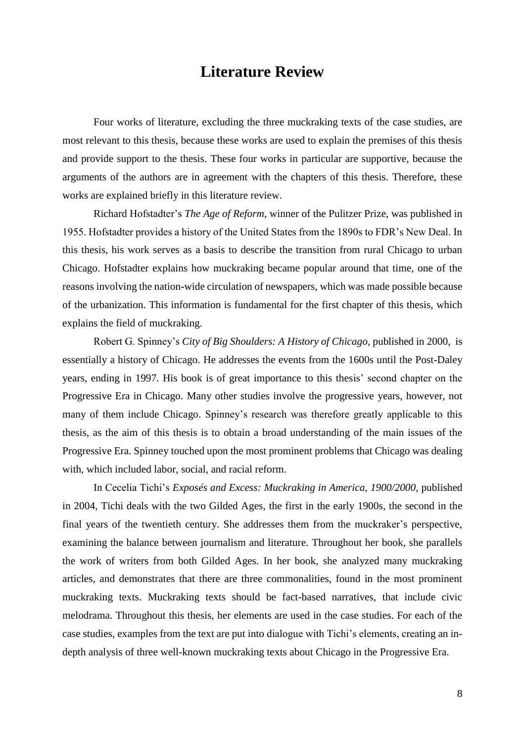# Literature Review

Four works of literature, excluding the three muckraking texts of the case studies, are most relevant to this thesis, because these works are used to explain the premises of this thesis and provide support to the thesis. These four works in particular are supportive, because the arguments of the authors are in agreement with the chapters of this thesis. Therefore, these works are explained briefly in this literature review.

Richard Hofstadter's *The Age of Reform*, winner of the Pulitzer Prize, was published in 1955. Hofstadter provides a history of the United States from the 1890s to FDR's New Deal. In this thesis, his work serves as a basis to describe the transition from rural Chicago to urban Chicago. Hofstadter explains how muckraking became popular around that time, one of the reasons involving the nation-wide circulation of newspapers, which was made possible because of the urbanization. This information is fundamental for the first chapter of this thesis, which explains the field of muckraking.

Robert G. Spinney's *City of Big Shoulders: A History of Chicago*, published in 2000, is essentially a history of Chicago. He addresses the events from the 1600s until the Post-Daley years, ending in 1997. His book is of great importance to this thesis' second chapter on the Progressive Era in Chicago. Many other studies involve the progressive years, however, not many of them include Chicago. Spinney's research was therefore greatly applicable to this thesis, as the aim of this thesis is to obtain a broad understanding of the main issues of the Progressive Era. Spinney touched upon the most prominent problems that Chicago was dealing with, which included labor, social, and racial reform.

In Cecelia Tichi's *Exposés and Excess: Muckraking in America, 1900/2000*, published in 2004, Tichi deals with the two Gilded Ages, the first in the early 1900s, the second in the final years of the twentieth century. She addresses them from the muckraker's perspective, examining the balance between journalism and literature. Throughout her book, she parallels the work of writers from both Gilded Ages. In her book, she analyzed many muckraking articles, and demonstrates that there are three commonalities, found in the most prominent muckraking texts. Muckraking texts should be fact-based narratives, that include civic melodrama. Throughout this thesis, her elements are used in the case studies. For each of the case studies, examples from the text are put into dialogue with Tichi's elements, creating an in-depth analysis of three well-known muckraking texts about Chicago in the Progressive Era.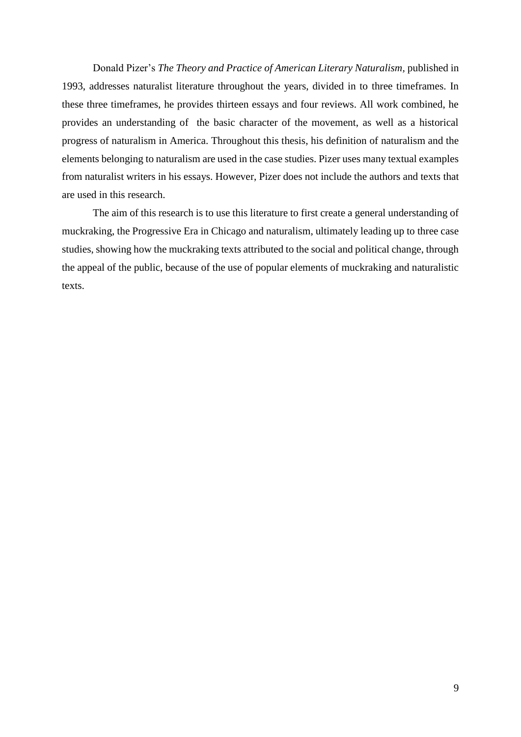Donald Pizer's *The Theory and Practice of American Literary Naturalism,* published in 1993, addresses naturalist literature throughout the years, divided in to three timeframes. In these three timeframes, he provides thirteen essays and four reviews. All work combined, he provides an understanding of the basic character of the movement, as well as a historical progress of naturalism in America. Throughout this thesis, his definition of naturalism and the elements belonging to naturalism are used in the case studies. Pizer uses many textual examples from naturalist writers in his essays. However, Pizer does not include the authors and texts that are used in this research.

The aim of this research is to use this literature to first create a general understanding of muckraking, the Progressive Era in Chicago and naturalism, ultimately leading up to three case studies, showing how the muckraking texts attributed to the social and political change, through the appeal of the public, because of the use of popular elements of muckraking and naturalistic texts.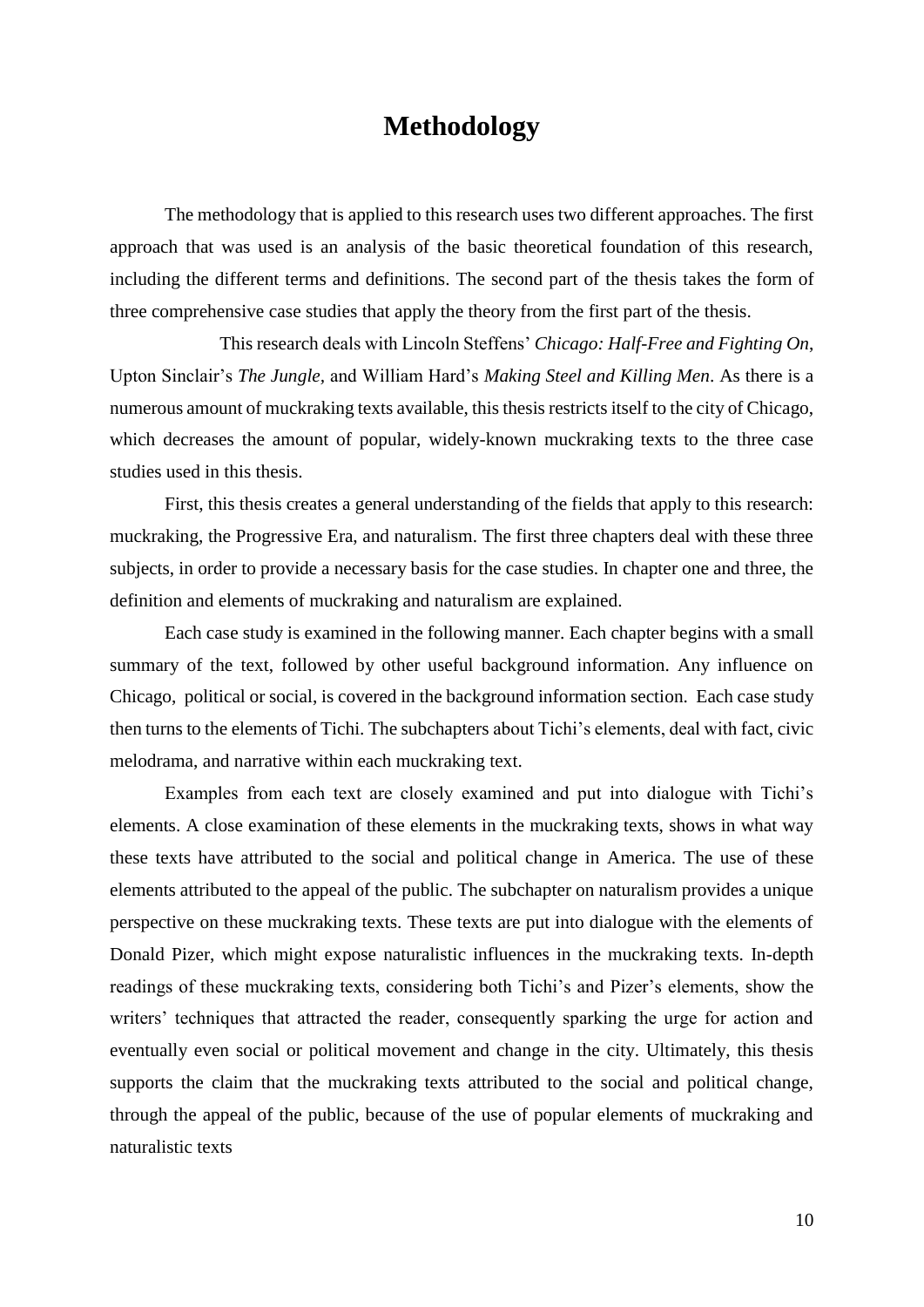# Methodology

The methodology that is applied to this research uses two different approaches. The first approach that was used is an analysis of the basic theoretical foundation of this research, including the different terms and definitions. The second part of the thesis takes the form of three comprehensive case studies that apply the theory from the first part of the thesis.

This research deals with Lincoln Steffens' *Chicago: Half-Free and Fighting On*, Upton Sinclair's *The Jungle*, and William Hard's *Making Steel and Killing Men*. As there is a numerous amount of muckraking texts available, this thesis restricts itself to the city of Chicago, which decreases the amount of popular, widely-known muckraking texts to the three case studies used in this thesis.

First, this thesis creates a general understanding of the fields that apply to this research: muckraking, the Progressive Era, and naturalism. The first three chapters deal with these three subjects, in order to provide a necessary basis for the case studies. In chapter one and three, the definition and elements of muckraking and naturalism are explained.

Each case study is examined in the following manner. Each chapter begins with a small summary of the text, followed by other useful background information. Any influence on Chicago, political or social, is covered in the background information section. Each case study then turns to the elements of Tichi. The subchapters about Tichi's elements, deal with fact, civic melodrama, and narrative within each muckraking text.

Examples from each text are closely examined and put into dialogue with Tichi's elements. A close examination of these elements in the muckraking texts, shows in what way these texts have attributed to the social and political change in America. The use of these elements attributed to the appeal of the public. The subchapter on naturalism provides a unique perspective on these muckraking texts. These texts are put into dialogue with the elements of Donald Pizer, which might expose naturalistic influences in the muckraking texts. In-depth readings of these muckraking texts, considering both Tichi's and Pizer's elements, show the writers' techniques that attracted the reader, consequently sparking the urge for action and eventually even social or political movement and change in the city. Ultimately, this thesis supports the claim that the muckraking texts attributed to the social and political change, through the appeal of the public, because of the use of popular elements of muckraking and naturalistic texts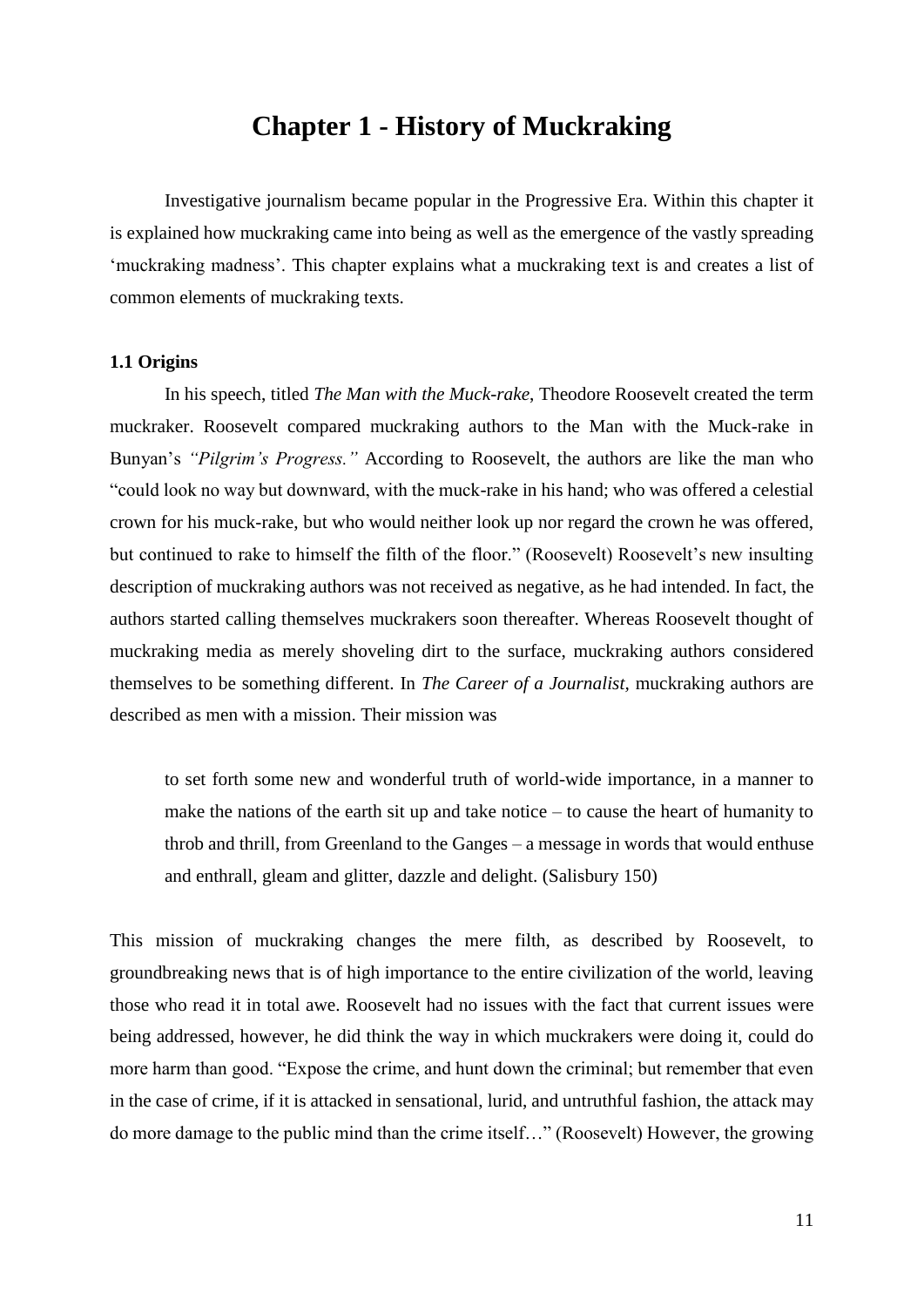# Chapter 1 - History of Muckraking

Investigative journalism became popular in the Progressive Era. Within this chapter it is explained how muckraking came into being as well as the emergence of the vastly spreading 'muckraking madness'. This chapter explains what a muckraking text is and creates a list of common elements of muckraking texts.

### 1.1 Origins

In his speech, titled *The Man with the Muck-rake*, Theodore Roosevelt created the term muckraker. Roosevelt compared muckraking authors to the Man with the Muck-rake in Bunyan's *"Pilgrim's Progress."* According to Roosevelt, the authors are like the man who "could look no way but downward, with the muck-rake in his hand; who was offered a celestial crown for his muck-rake, but who would neither look up nor regard the crown he was offered, but continued to rake to himself the filth of the floor." (Roosevelt) Roosevelt's new insulting description of muckraking authors was not received as negative, as he had intended. In fact, the authors started calling themselves muckrakers soon thereafter. Whereas Roosevelt thought of muckraking media as merely shoveling dirt to the surface, muckraking authors considered themselves to be something different. In *The Career of a Journalist*, muckraking authors are described as men with a mission. Their mission was

> to set forth some new and wonderful truth of world-wide importance, in a manner to make the nations of the earth sit up and take notice – to cause the heart of humanity to throb and thrill, from Greenland to the Ganges – a message in words that would enthuse and enthrall, gleam and glitter, dazzle and delight. (Salisbury 150)

This mission of muckraking changes the mere filth, as described by Roosevelt, to groundbreaking news that is of high importance to the entire civilization of the world, leaving those who read it in total awe. Roosevelt had no issues with the fact that current issues were being addressed, however, he did think the way in which muckrakers were doing it, could do more harm than good. "Expose the crime, and hunt down the criminal; but remember that even in the case of crime, if it is attacked in sensational, lurid, and untruthful fashion, the attack may do more damage to the public mind than the crime itself…" (Roosevelt) However, the growing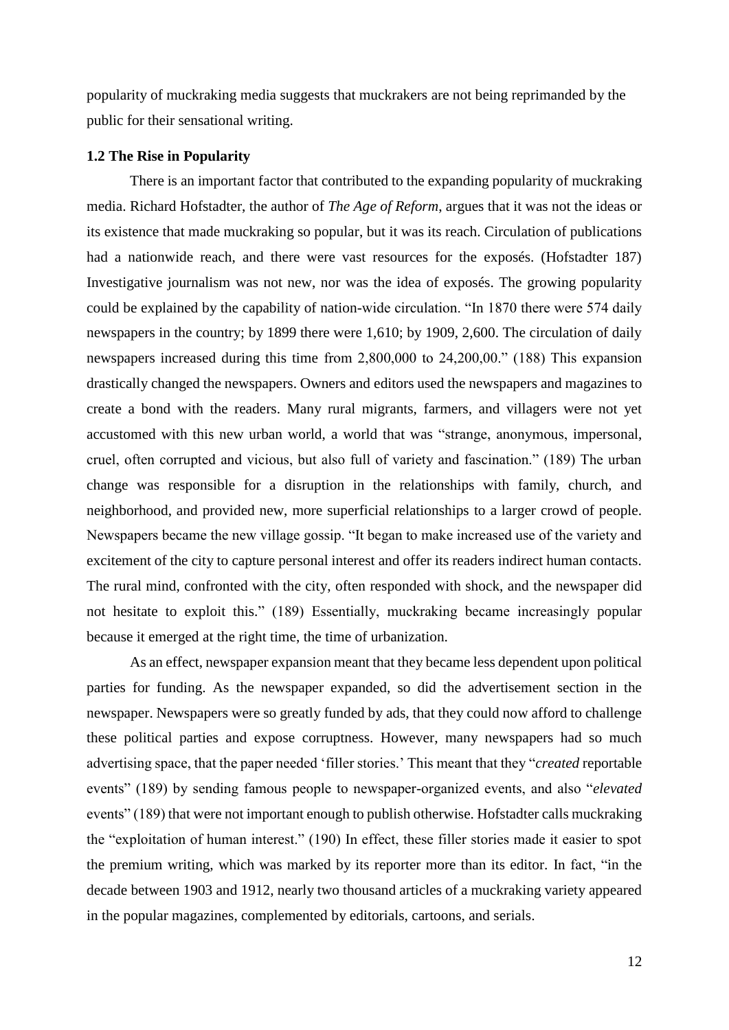popularity of muckraking media suggests that muckrakers are not being reprimanded by the public for their sensational writing.

### 1.2 The Rise in Popularity

There is an important factor that contributed to the expanding popularity of muckraking media. Richard Hofstadter, the author of *The Age of Reform*, argues that it was not the ideas or its existence that made muckraking so popular, but it was its reach. Circulation of publications had a nationwide reach, and there were vast resources for the exposés. (Hofstadter 187) Investigative journalism was not new, nor was the idea of exposés. The growing popularity could be explained by the capability of nation-wide circulation. "In 1870 there were 574 daily newspapers in the country; by 1899 there were 1,610; by 1909, 2,600. The circulation of daily newspapers increased during this time from 2,800,000 to 24,200,00." (188) This expansion drastically changed the newspapers. Owners and editors used the newspapers and magazines to create a bond with the readers. Many rural migrants, farmers, and villagers were not yet accustomed with this new urban world, a world that was "strange, anonymous, impersonal, cruel, often corrupted and vicious, but also full of variety and fascination." (189) The urban change was responsible for a disruption in the relationships with family, church, and neighborhood, and provided new, more superficial relationships to a larger crowd of people. Newspapers became the new village gossip. "It began to make increased use of the variety and excitement of the city to capture personal interest and offer its readers indirect human contacts. The rural mind, confronted with the city, often responded with shock, and the newspaper did not hesitate to exploit this." (189) Essentially, muckraking became increasingly popular because it emerged at the right time, the time of urbanization.

As an effect, newspaper expansion meant that they became less dependent upon political parties for funding. As the newspaper expanded, so did the advertisement section in the newspaper. Newspapers were so greatly funded by ads, that they could now afford to challenge these political parties and expose corruptness. However, many newspapers had so much advertising space, that the paper needed 'filler stories.' This meant that they "*created* reportable events" (189) by sending famous people to newspaper-organized events, and also "*elevated* events" (189) that were not important enough to publish otherwise. Hofstadter calls muckraking the "exploitation of human interest." (190) In effect, these filler stories made it easier to spot the premium writing, which was marked by its reporter more than its editor. In fact, "in the decade between 1903 and 1912, nearly two thousand articles of a muckraking variety appeared in the popular magazines, complemented by editorials, cartoons, and serials.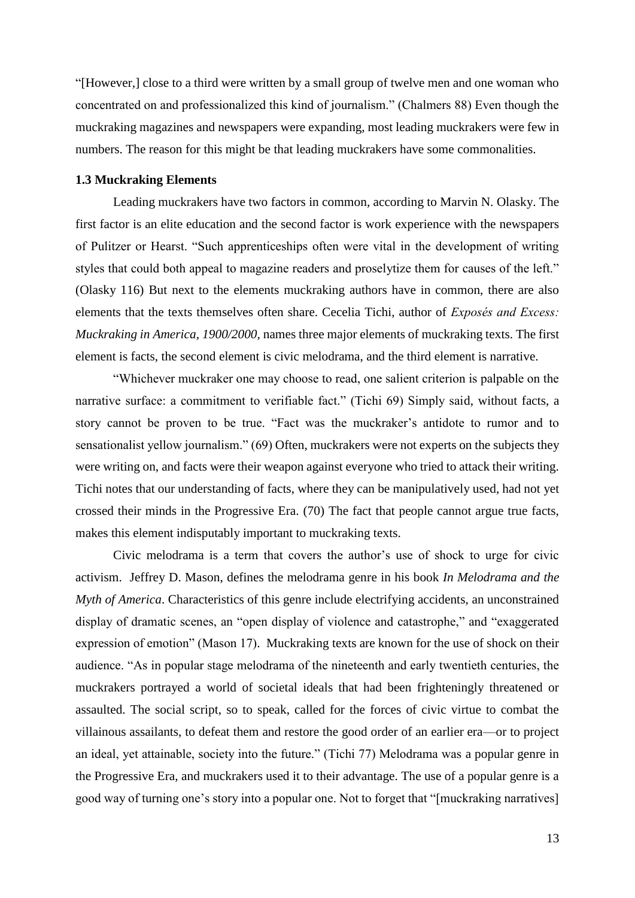"[However,] close to a third were written by a small group of twelve men and one woman who concentrated on and professionalized this kind of journalism." (Chalmers 88) Even though the muckraking magazines and newspapers were expanding, most leading muckrakers were few in numbers. The reason for this might be that leading muckrakers have some commonalities.

### 1.3 Muckraking Elements

Leading muckrakers have two factors in common, according to Marvin N. Olasky. The first factor is an elite education and the second factor is work experience with the newspapers of Pulitzer or Hearst. "Such apprenticeships often were vital in the development of writing styles that could both appeal to magazine readers and proselytize them for causes of the left." (Olasky 116) But next to the elements muckraking authors have in common, there are also elements that the texts themselves often share. Cecelia Tichi, author of *Exposés and Excess: Muckraking in America, 1900/2000*, names three major elements of muckraking texts. The first element is facts, the second element is civic melodrama, and the third element is narrative.

"Whichever muckraker one may choose to read, one salient criterion is palpable on the narrative surface: a commitment to verifiable fact." (Tichi 69) Simply said, without facts, a story cannot be proven to be true. "Fact was the muckraker's antidote to rumor and to sensationalist yellow journalism." (69) Often, muckrakers were not experts on the subjects they were writing on, and facts were their weapon against everyone who tried to attack their writing. Tichi notes that our understanding of facts, where they can be manipulatively used, had not yet crossed their minds in the Progressive Era. (70) The fact that people cannot argue true facts, makes this element indisputably important to muckraking texts.

Civic melodrama is a term that covers the author's use of shock to urge for civic activism. Jeffrey D. Mason, defines the melodrama genre in his book *In Melodrama and the Myth of America*. Characteristics of this genre include electrifying accidents, an unconstrained display of dramatic scenes, an "open display of violence and catastrophe," and "exaggerated expression of emotion" (Mason 17). Muckraking texts are known for the use of shock on their audience. "As in popular stage melodrama of the nineteenth and early twentieth centuries, the muckrakers portrayed a world of societal ideals that had been frighteningly threatened or assaulted. The social script, so to speak, called for the forces of civic virtue to combat the villainous assailants, to defeat them and restore the good order of an earlier era—or to project an ideal, yet attainable, society into the future." (Tichi 77) Melodrama was a popular genre in the Progressive Era, and muckrakers used it to their advantage. The use of a popular genre is a good way of turning one's story into a popular one. Not to forget that "[muckraking narratives]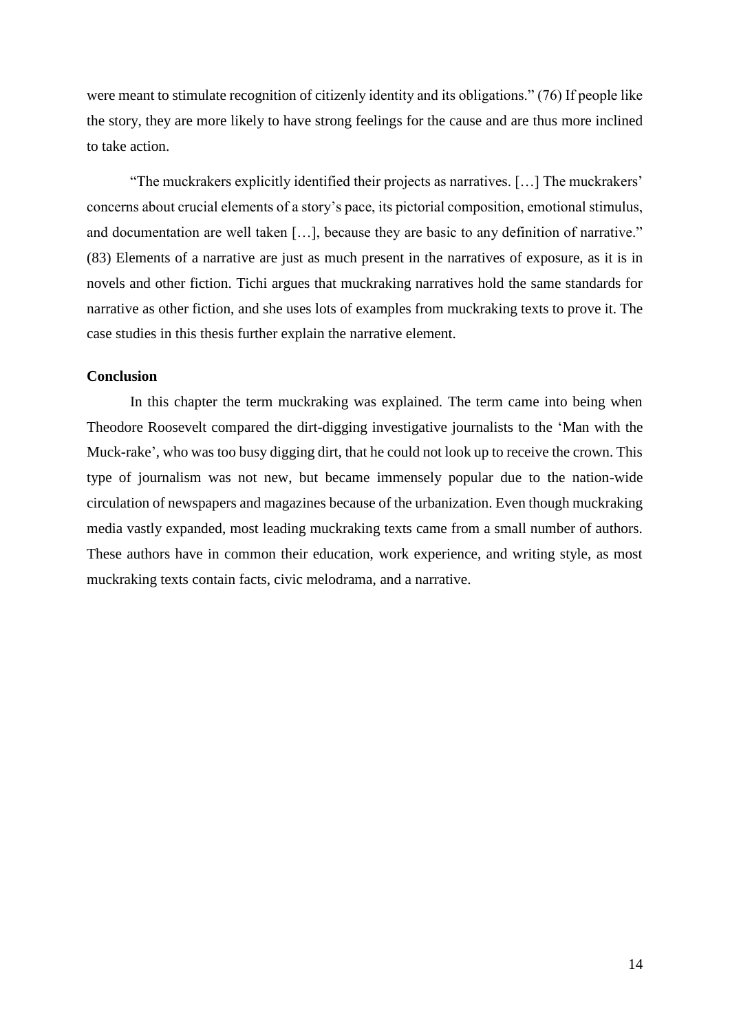were meant to stimulate recognition of citizenly identity and its obligations." (76) If people like the story, they are more likely to have strong feelings for the cause and are thus more inclined to take action.

"The muckrakers explicitly identified their projects as narratives. […] The muckrakers' concerns about crucial elements of a story's pace, its pictorial composition, emotional stimulus, and documentation are well taken […], because they are basic to any definition of narrative." (83) Elements of a narrative are just as much present in the narratives of exposure, as it is in novels and other fiction. Tichi argues that muckraking narratives hold the same standards for narrative as other fiction, and she uses lots of examples from muckraking texts to prove it. The case studies in this thesis further explain the narrative element.

**Conclusion**

In this chapter the term muckraking was explained. The term came into being when Theodore Roosevelt compared the dirt-digging investigative journalists to the 'Man with the Muck-rake', who was too busy digging dirt, that he could not look up to receive the crown. This type of journalism was not new, but became immensely popular due to the nation-wide circulation of newspapers and magazines because of the urbanization. Even though muckraking media vastly expanded, most leading muckraking texts came from a small number of authors. These authors have in common their education, work experience, and writing style, as most muckraking texts contain facts, civic melodrama, and a narrative.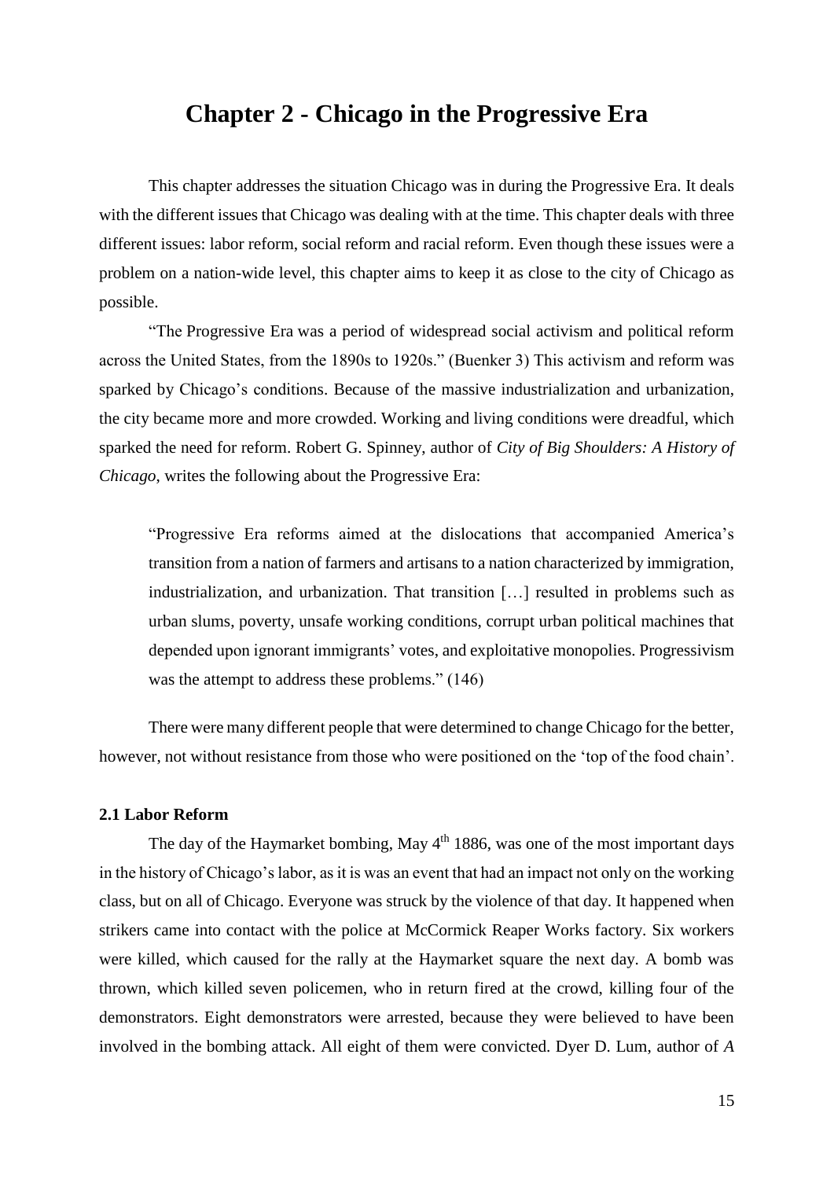# Chapter 2 - Chicago in the Progressive Era

This chapter addresses the situation Chicago was in during the Progressive Era. It deals with the different issues that Chicago was dealing with at the time. This chapter deals with three different issues: labor reform, social reform and racial reform. Even though these issues were a problem on a nation-wide level, this chapter aims to keep it as close to the city of Chicago as possible.

"The Progressive Era was a period of widespread social activism and political reform across the United States, from the 1890s to 1920s." (Buenker 3) This activism and reform was sparked by Chicago's conditions. Because of the massive industrialization and urbanization, the city became more and more crowded. Working and living conditions were dreadful, which sparked the need for reform. Robert G. Spinney, author of *City of Big Shoulders: A History of Chicago*, writes the following about the Progressive Era:

> "Progressive Era reforms aimed at the dislocations that accompanied America's transition from a nation of farmers and artisans to a nation characterized by immigration, industrialization, and urbanization. That transition […] resulted in problems such as urban slums, poverty, unsafe working conditions, corrupt urban political machines that depended upon ignorant immigrants' votes, and exploitative monopolies. Progressivism was the attempt to address these problems." (146)

There were many different people that were determined to change Chicago for the better, however, not without resistance from those who were positioned on the 'top of the food chain'.

### 2.1 Labor Reform

The day of the Haymarket bombing, May 4th 1886, was one of the most important days in the history of Chicago's labor, as it is was an event that had an impact not only on the working class, but on all of Chicago. Everyone was struck by the violence of that day. It happened when strikers came into contact with the police at McCormick Reaper Works factory. Six workers were killed, which caused for the rally at the Haymarket square the next day. A bomb was thrown, which killed seven policemen, who in return fired at the crowd, killing four of the demonstrators. Eight demonstrators were arrested, because they were believed to have been involved in the bombing attack. All eight of them were convicted. Dyer D. Lum, author of *A*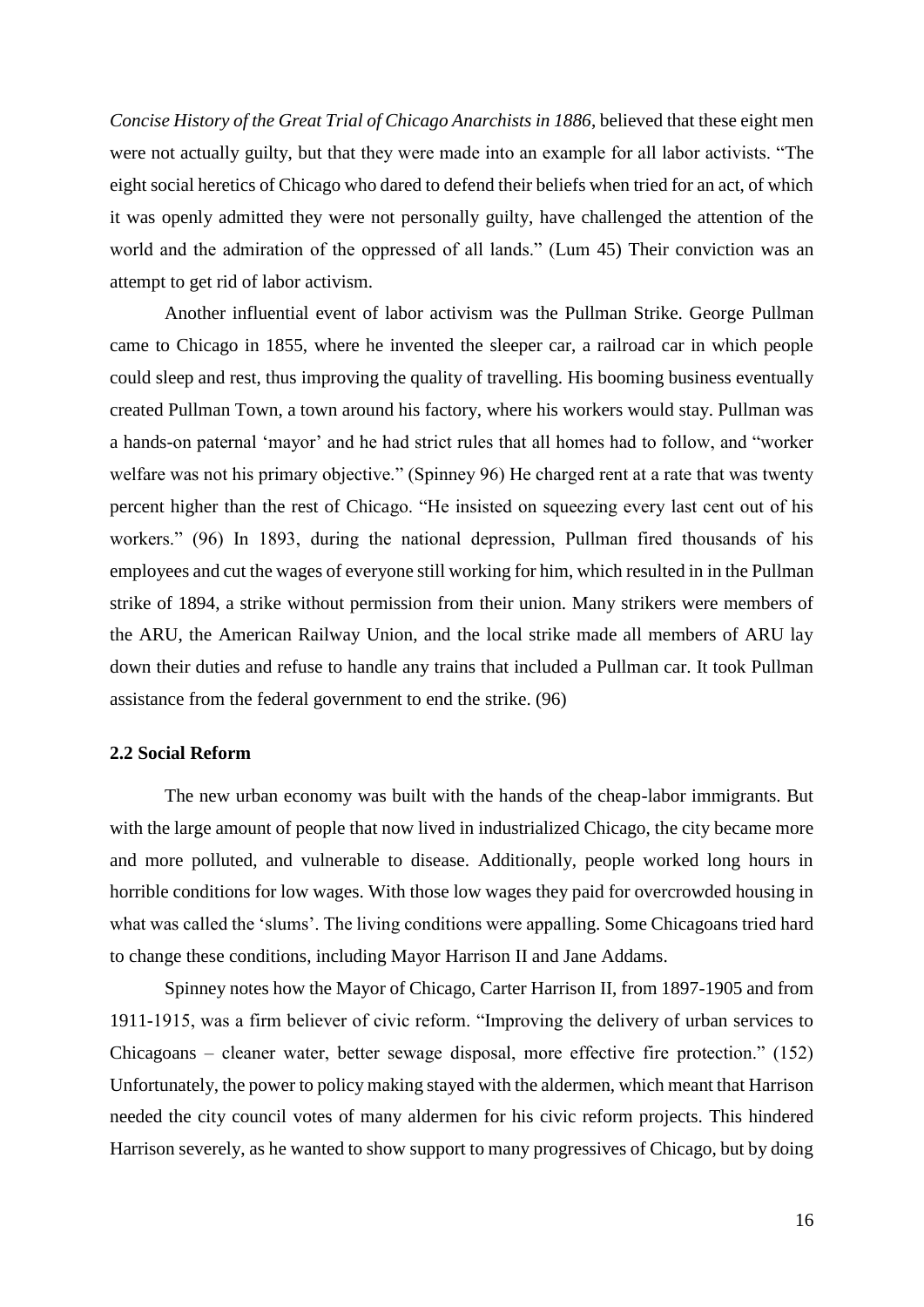*Concise History of the Great Trial of Chicago Anarchists in 1886*, believed that these eight men were not actually guilty, but that they were made into an example for all labor activists. "The eight social heretics of Chicago who dared to defend their beliefs when tried for an act, of which it was openly admitted they were not personally guilty, have challenged the attention of the world and the admiration of the oppressed of all lands." (Lum 45) Their conviction was an attempt to get rid of labor activism.

Another influential event of labor activism was the Pullman Strike. George Pullman came to Chicago in 1855, where he invented the sleeper car, a railroad car in which people could sleep and rest, thus improving the quality of travelling. His booming business eventually created Pullman Town, a town around his factory, where his workers would stay. Pullman was a hands-on paternal 'mayor' and he had strict rules that all homes had to follow, and "worker welfare was not his primary objective." (Spinney 96) He charged rent at a rate that was twenty percent higher than the rest of Chicago. "He insisted on squeezing every last cent out of his workers." (96) In 1893, during the national depression, Pullman fired thousands of his employees and cut the wages of everyone still working for him, which resulted in in the Pullman strike of 1894, a strike without permission from their union. Many strikers were members of the ARU, the American Railway Union, and the local strike made all members of ARU lay down their duties and refuse to handle any trains that included a Pullman car. It took Pullman assistance from the federal government to end the strike. (96)

### 2.2 Social Reform

The new urban economy was built with the hands of the cheap-labor immigrants. But with the large amount of people that now lived in industrialized Chicago, the city became more and more polluted, and vulnerable to disease. Additionally, people worked long hours in horrible conditions for low wages. With those low wages they paid for overcrowded housing in what was called the 'slums'. The living conditions were appalling. Some Chicagoans tried hard to change these conditions, including Mayor Harrison II and Jane Addams.

Spinney notes how the Mayor of Chicago, Carter Harrison II, from 1897-1905 and from 1911-1915, was a firm believer of civic reform. "Improving the delivery of urban services to Chicagoans – cleaner water, better sewage disposal, more effective fire protection." (152) Unfortunately, the power to policy making stayed with the aldermen, which meant that Harrison needed the city council votes of many aldermen for his civic reform projects. This hindered Harrison severely, as he wanted to show support to many progressives of Chicago, but by doing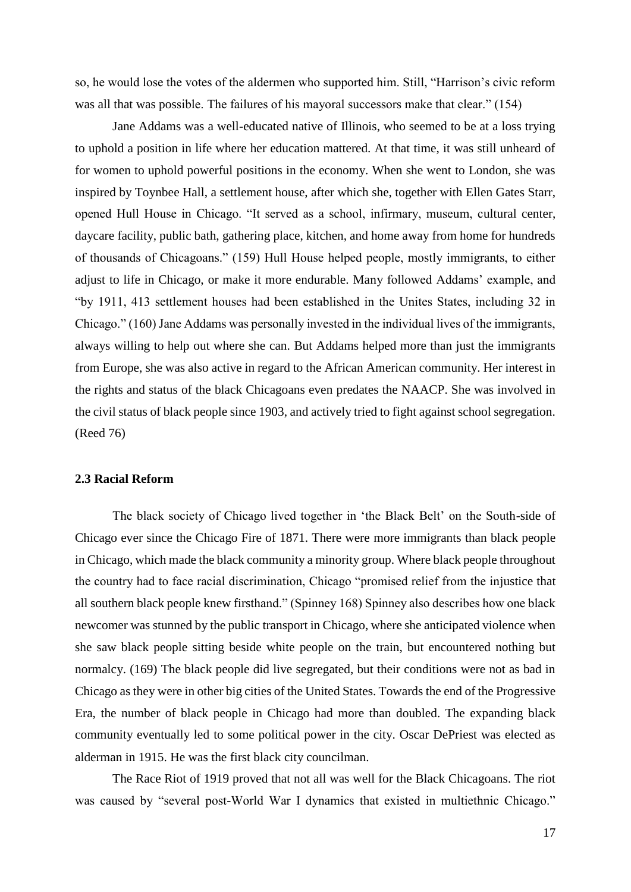so, he would lose the votes of the aldermen who supported him. Still, "Harrison's civic reform was all that was possible. The failures of his mayoral successors make that clear." (154)

Jane Addams was a well-educated native of Illinois, who seemed to be at a loss trying to uphold a position in life where her education mattered. At that time, it was still unheard of for women to uphold powerful positions in the economy. When she went to London, she was inspired by Toynbee Hall, a settlement house, after which she, together with Ellen Gates Starr, opened Hull House in Chicago. "It served as a school, infirmary, museum, cultural center, daycare facility, public bath, gathering place, kitchen, and home away from home for hundreds of thousands of Chicagoans." (159) Hull House helped people, mostly immigrants, to either adjust to life in Chicago, or make it more endurable. Many followed Addams' example, and "by 1911, 413 settlement houses had been established in the Unites States, including 32 in Chicago." (160) Jane Addams was personally invested in the individual lives of the immigrants, always willing to help out where she can. But Addams helped more than just the immigrants from Europe, she was also active in regard to the African American community. Her interest in the rights and status of the black Chicagoans even predates the NAACP. She was involved in the civil status of black people since 1903, and actively tried to fight against school segregation. (Reed 76)

### 2.3 Racial Reform

The black society of Chicago lived together in 'the Black Belt' on the South-side of Chicago ever since the Chicago Fire of 1871. There were more immigrants than black people in Chicago, which made the black community a minority group. Where black people throughout the country had to face racial discrimination, Chicago "promised relief from the injustice that all southern black people knew firsthand." (Spinney 168) Spinney also describes how one black newcomer was stunned by the public transport in Chicago, where she anticipated violence when she saw black people sitting beside white people on the train, but encountered nothing but normalcy. (169) The black people did live segregated, but their conditions were not as bad in Chicago as they were in other big cities of the United States. Towards the end of the Progressive Era, the number of black people in Chicago had more than doubled. The expanding black community eventually led to some political power in the city. Oscar DePriest was elected as alderman in 1915. He was the first black city councilman.

The Race Riot of 1919 proved that not all was well for the Black Chicagoans. The riot was caused by "several post-World War I dynamics that existed in multiethnic Chicago."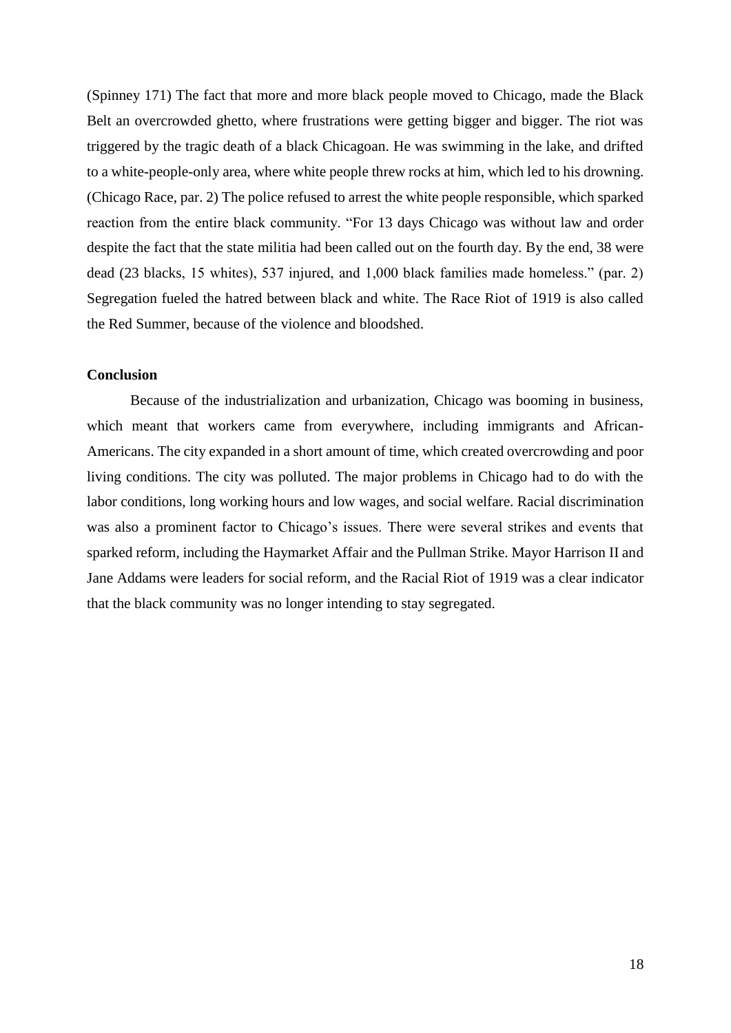(Spinney 171) The fact that more and more black people moved to Chicago, made the Black Belt an overcrowded ghetto, where frustrations were getting bigger and bigger. The riot was triggered by the tragic death of a black Chicagoan. He was swimming in the lake, and drifted to a white-people-only area, where white people threw rocks at him, which led to his drowning. (Chicago Race, par. 2) The police refused to arrest the white people responsible, which sparked reaction from the entire black community. "For 13 days Chicago was without law and order despite the fact that the state militia had been called out on the fourth day. By the end, 38 were dead (23 blacks, 15 whites), 537 injured, and 1,000 black families made homeless." (par. 2) Segregation fueled the hatred between black and white. The Race Riot of 1919 is also called the Red Summer, because of the violence and bloodshed.

**Conclusion**

Because of the industrialization and urbanization, Chicago was booming in business, which meant that workers came from everywhere, including immigrants and African-Americans. The city expanded in a short amount of time, which created overcrowding and poor living conditions. The city was polluted. The major problems in Chicago had to do with the labor conditions, long working hours and low wages, and social welfare. Racial discrimination was also a prominent factor to Chicago's issues. There were several strikes and events that sparked reform, including the Haymarket Affair and the Pullman Strike. Mayor Harrison II and Jane Addams were leaders for social reform, and the Racial Riot of 1919 was a clear indicator that the black community was no longer intending to stay segregated.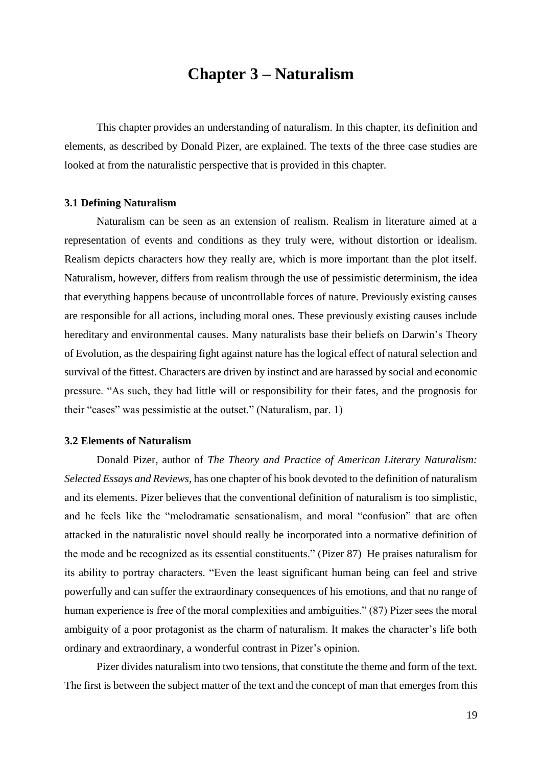# Chapter 3 – Naturalism

This chapter provides an understanding of naturalism. In this chapter, its definition and elements, as described by Donald Pizer, are explained. The texts of the three case studies are looked at from the naturalistic perspective that is provided in this chapter.

### 3.1 Defining Naturalism

Naturalism can be seen as an extension of realism. Realism in literature aimed at a representation of events and conditions as they truly were, without distortion or idealism. Realism depicts characters how they really are, which is more important than the plot itself. Naturalism, however, differs from realism through the use of pessimistic determinism, the idea that everything happens because of uncontrollable forces of nature. Previously existing causes are responsible for all actions, including moral ones. These previously existing causes include hereditary and environmental causes. Many naturalists base their beliefs on Darwin's Theory of Evolution, as the despairing fight against nature has the logical effect of natural selection and survival of the fittest. Characters are driven by instinct and are harassed by social and economic pressure. "As such, they had little will or responsibility for their fates, and the prognosis for their "cases" was pessimistic at the outset." (Naturalism, par. 1)

### 3.2 Elements of Naturalism

Donald Pizer, author of *The Theory and Practice of American Literary Naturalism: Selected Essays and Reviews*, has one chapter of his book devoted to the definition of naturalism and its elements. Pizer believes that the conventional definition of naturalism is too simplistic, and he feels like the "melodramatic sensationalism, and moral "confusion" that are often attacked in the naturalistic novel should really be incorporated into a normative definition of the mode and be recognized as its essential constituents." (Pizer 87) He praises naturalism for its ability to portray characters. "Even the least significant human being can feel and strive powerfully and can suffer the extraordinary consequences of his emotions, and that no range of human experience is free of the moral complexities and ambiguities." (87) Pizer sees the moral ambiguity of a poor protagonist as the charm of naturalism. It makes the character's life both ordinary and extraordinary, a wonderful contrast in Pizer's opinion.

Pizer divides naturalism into two tensions, that constitute the theme and form of the text. The first is between the subject matter of the text and the concept of man that emerges from this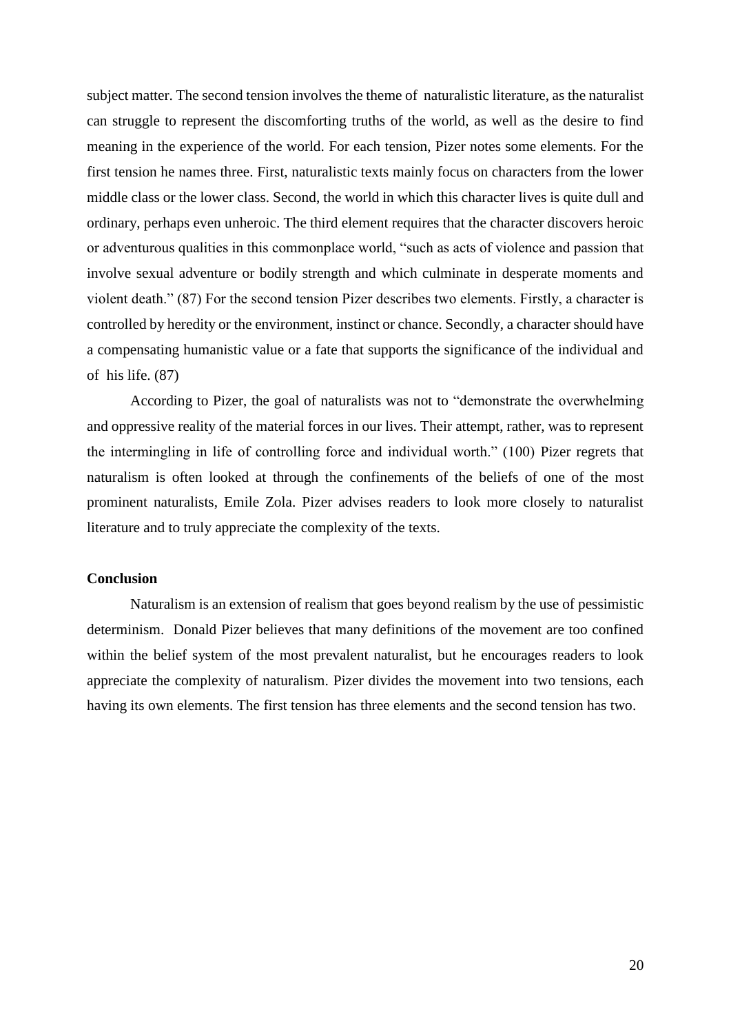subject matter. The second tension involves the theme of naturalistic literature, as the naturalist can struggle to represent the discomforting truths of the world, as well as the desire to find meaning in the experience of the world. For each tension, Pizer notes some elements. For the first tension he names three. First, naturalistic texts mainly focus on characters from the lower middle class or the lower class. Second, the world in which this character lives is quite dull and ordinary, perhaps even unheroic. The third element requires that the character discovers heroic or adventurous qualities in this commonplace world, "such as acts of violence and passion that involve sexual adventure or bodily strength and which culminate in desperate moments and violent death." (87) For the second tension Pizer describes two elements. Firstly, a character is controlled by heredity or the environment, instinct or chance. Secondly, a character should have a compensating humanistic value or a fate that supports the significance of the individual and of his life. (87)

According to Pizer, the goal of naturalists was not to "demonstrate the overwhelming and oppressive reality of the material forces in our lives. Their attempt, rather, was to represent the intermingling in life of controlling force and individual worth." (100) Pizer regrets that naturalism is often looked at through the confinements of the beliefs of one of the most prominent naturalists, Emile Zola. Pizer advises readers to look more closely to naturalist literature and to truly appreciate the complexity of the texts.

**Conclusion**

Naturalism is an extension of realism that goes beyond realism by the use of pessimistic determinism. Donald Pizer believes that many definitions of the movement are too confined within the belief system of the most prevalent naturalist, but he encourages readers to look appreciate the complexity of naturalism. Pizer divides the movement into two tensions, each having its own elements. The first tension has three elements and the second tension has two.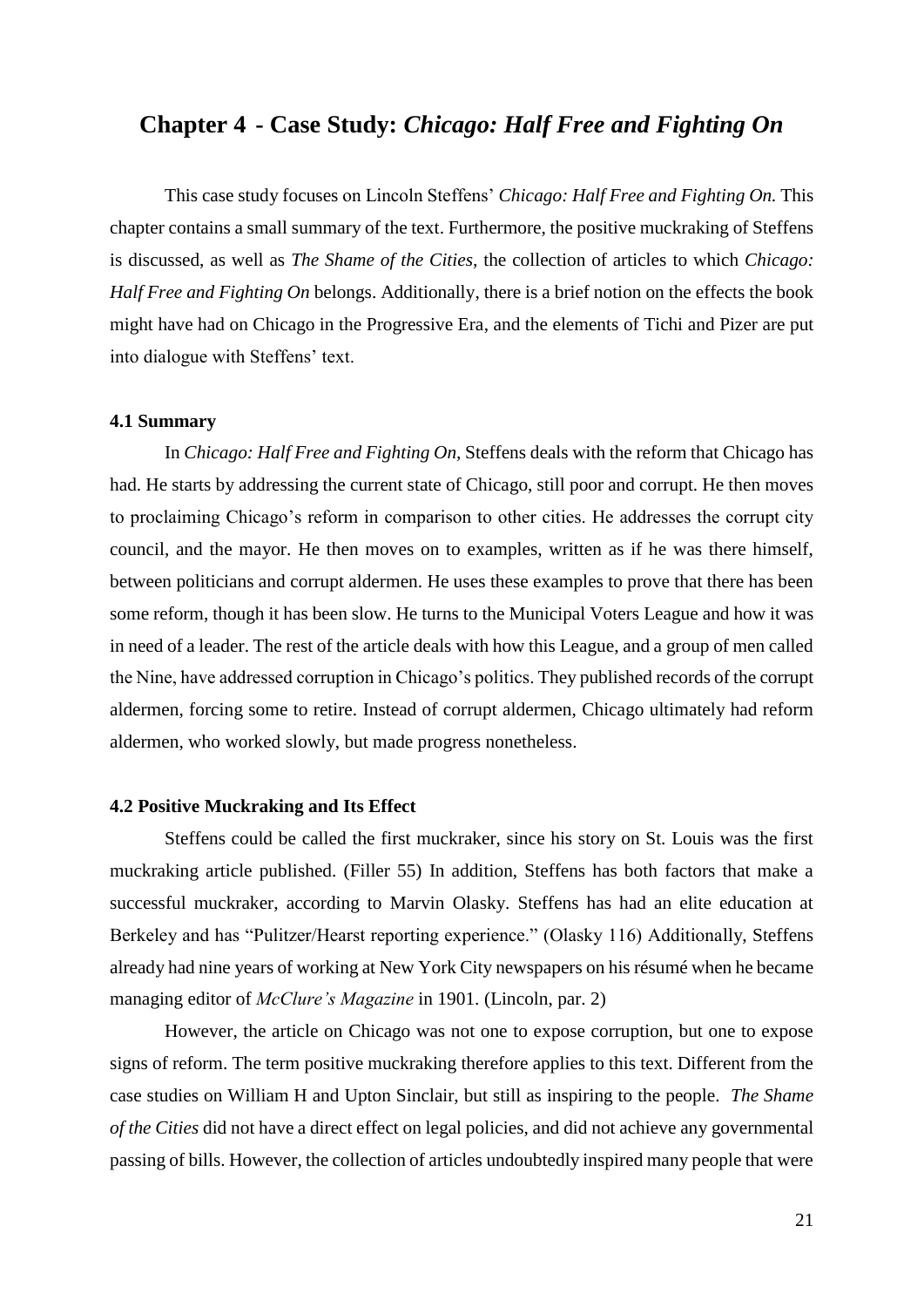# Chapter 4 - Case Study: *Chicago: Half Free and Fighting On*

This case study focuses on Lincoln Steffens' *Chicago: Half Free and Fighting On.* This chapter contains a small summary of the text. Furthermore, the positive muckraking of Steffens is discussed, as well as *The Shame of the Cities,* the collection of articles to which *Chicago: Half Free and Fighting On* belongs. Additionally, there is a brief notion on the effects the book might have had on Chicago in the Progressive Era, and the elements of Tichi and Pizer are put into dialogue with Steffens' text.

## 4.1 Summary

In *Chicago: Half Free and Fighting On,* Steffens deals with the reform that Chicago has had. He starts by addressing the current state of Chicago, still poor and corrupt. He then moves to proclaiming Chicago's reform in comparison to other cities. He addresses the corrupt city council, and the mayor. He then moves on to examples, written as if he was there himself, between politicians and corrupt aldermen. He uses these examples to prove that there has been some reform, though it has been slow. He turns to the Municipal Voters League and how it was in need of a leader. The rest of the article deals with how this League, and a group of men called the Nine, have addressed corruption in Chicago's politics. They published records of the corrupt aldermen, forcing some to retire. Instead of corrupt aldermen, Chicago ultimately had reform aldermen, who worked slowly, but made progress nonetheless.

## 4.2 Positive Muckraking and Its Effect

Steffens could be called the first muckraker, since his story on St. Louis was the first muckraking article published. (Filler 55) In addition, Steffens has both factors that make a successful muckraker, according to Marvin Olasky. Steffens has had an elite education at Berkeley and has "Pulitzer/Hearst reporting experience." (Olasky 116) Additionally, Steffens already had nine years of working at New York City newspapers on his résumé when he became managing editor of *McClure's Magazine* in 1901. (Lincoln, par. 2)

However, the article on Chicago was not one to expose corruption, but one to expose signs of reform. The term positive muckraking therefore applies to this text. Different from the case studies on William H and Upton Sinclair, but still as inspiring to the people. *The Shame of the Cities* did not have a direct effect on legal policies, and did not achieve any governmental passing of bills. However, the collection of articles undoubtedly inspired many people that were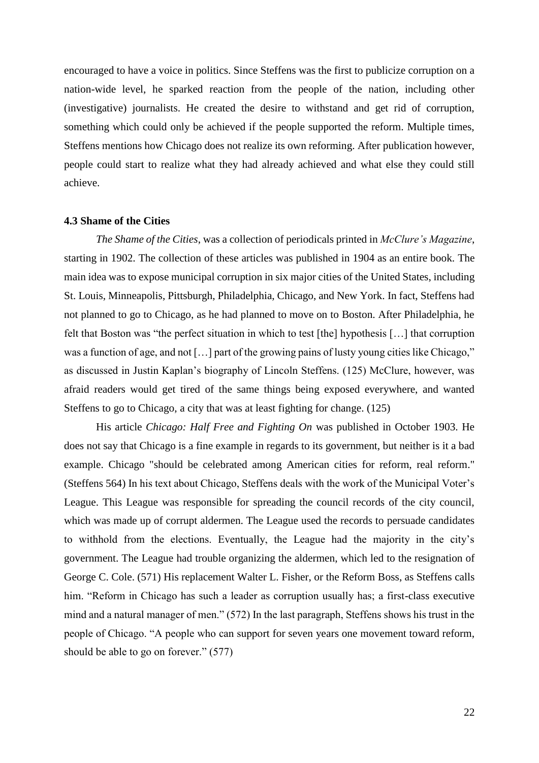encouraged to have a voice in politics. Since Steffens was the first to publicize corruption on a nation-wide level, he sparked reaction from the people of the nation, including other (investigative) journalists. He created the desire to withstand and get rid of corruption, something which could only be achieved if the people supported the reform. Multiple times, Steffens mentions how Chicago does not realize its own reforming. After publication however, people could start to realize what they had already achieved and what else they could still achieve.

### 4.3 Shame of the Cities

*The Shame of the Cities*, was a collection of periodicals printed in *McClure's Magazine*, starting in 1902. The collection of these articles was published in 1904 as an entire book. The main idea was to expose municipal corruption in six major cities of the United States, including St. Louis, Minneapolis, Pittsburgh, Philadelphia, Chicago, and New York. In fact, Steffens had not planned to go to Chicago, as he had planned to move on to Boston. After Philadelphia, he felt that Boston was "the perfect situation in which to test [the] hypothesis […] that corruption was a function of age, and not […] part of the growing pains of lusty young cities like Chicago," as discussed in Justin Kaplan's biography of Lincoln Steffens. (125) McClure, however, was afraid readers would get tired of the same things being exposed everywhere, and wanted Steffens to go to Chicago, a city that was at least fighting for change. (125)

His article *Chicago: Half Free and Fighting On* was published in October 1903. He does not say that Chicago is a fine example in regards to its government, but neither is it a bad example. Chicago "should be celebrated among American cities for reform, real reform." (Steffens 564) In his text about Chicago, Steffens deals with the work of the Municipal Voter's League. This League was responsible for spreading the council records of the city council, which was made up of corrupt aldermen. The League used the records to persuade candidates to withhold from the elections. Eventually, the League had the majority in the city's government. The League had trouble organizing the aldermen, which led to the resignation of George C. Cole. (571) His replacement Walter L. Fisher, or the Reform Boss, as Steffens calls him. "Reform in Chicago has such a leader as corruption usually has; a first-class executive mind and a natural manager of men." (572) In the last paragraph, Steffens shows his trust in the people of Chicago. "A people who can support for seven years one movement toward reform, should be able to go on forever." (577)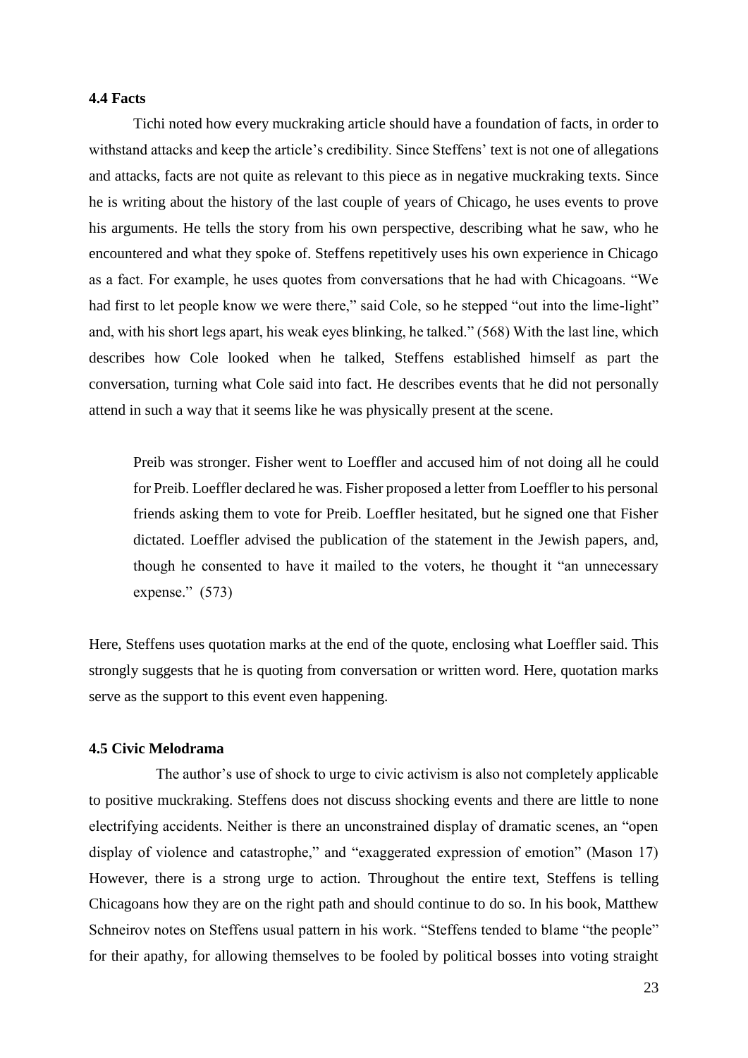### 4.4 Facts

Tichi noted how every muckraking article should have a foundation of facts, in order to withstand attacks and keep the article's credibility. Since Steffens' text is not one of allegations and attacks, facts are not quite as relevant to this piece as in negative muckraking texts. Since he is writing about the history of the last couple of years of Chicago, he uses events to prove his arguments. He tells the story from his own perspective, describing what he saw, who he encountered and what they spoke of. Steffens repetitively uses his own experience in Chicago as a fact. For example, he uses quotes from conversations that he had with Chicagoans. "We had first to let people know we were there," said Cole, so he stepped "out into the lime-light" and, with his short legs apart, his weak eyes blinking, he talked." (568) With the last line, which describes how Cole looked when he talked, Steffens established himself as part the conversation, turning what Cole said into fact. He describes events that he did not personally attend in such a way that it seems like he was physically present at the scene.

> Preib was stronger. Fisher went to Loeffler and accused him of not doing all he could for Preib. Loeffler declared he was. Fisher proposed a letter from Loeffler to his personal friends asking them to vote for Preib. Loeffler hesitated, but he signed one that Fisher dictated. Loeffler advised the publication of the statement in the Jewish papers, and, though he consented to have it mailed to the voters, he thought it "an unnecessary expense." (573)

Here, Steffens uses quotation marks at the end of the quote, enclosing what Loeffler said. This strongly suggests that he is quoting from conversation or written word. Here, quotation marks serve as the support to this event even happening.

### 4.5 Civic Melodrama

The author's use of shock to urge to civic activism is also not completely applicable to positive muckraking. Steffens does not discuss shocking events and there are little to none electrifying accidents. Neither is there an unconstrained display of dramatic scenes, an "open display of violence and catastrophe," and "exaggerated expression of emotion" (Mason 17) However, there is a strong urge to action. Throughout the entire text, Steffens is telling Chicagoans how they are on the right path and should continue to do so. In his book, Matthew Schneirov notes on Steffens usual pattern in his work. "Steffens tended to blame "the people" for their apathy, for allowing themselves to be fooled by political bosses into voting straight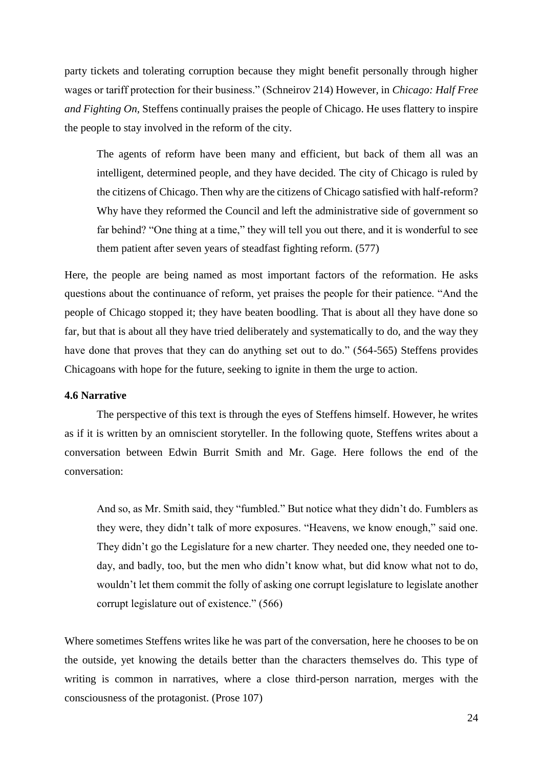party tickets and tolerating corruption because they might benefit personally through higher wages or tariff protection for their business." (Schneirov 214) However, in *Chicago: Half Free and Fighting On*, Steffens continually praises the people of Chicago. He uses flattery to inspire the people to stay involved in the reform of the city.

> The agents of reform have been many and efficient, but back of them all was an intelligent, determined people, and they have decided. The city of Chicago is ruled by the citizens of Chicago. Then why are the citizens of Chicago satisfied with half-reform? Why have they reformed the Council and left the administrative side of government so far behind? "One thing at a time," they will tell you out there, and it is wonderful to see them patient after seven years of steadfast fighting reform. (577)

Here, the people are being named as most important factors of the reformation. He asks questions about the continuance of reform, yet praises the people for their patience. "And the people of Chicago stopped it; they have beaten boodling. That is about all they have done so far, but that is about all they have tried deliberately and systematically to do, and the way they have done that proves that they can do anything set out to do." (564-565) Steffens provides Chicagoans with hope for the future, seeking to ignite in them the urge to action.

### 4.6 Narrative

The perspective of this text is through the eyes of Steffens himself. However, he writes as if it is written by an omniscient storyteller. In the following quote, Steffens writes about a conversation between Edwin Burrit Smith and Mr. Gage. Here follows the end of the conversation:

> And so, as Mr. Smith said, they "fumbled." But notice what they didn't do. Fumblers as they were, they didn't talk of more exposures. "Heavens, we know enough," said one. They didn't go the Legislature for a new charter. They needed one, they needed one to-day, and badly, too, but the men who didn't know what, but did know what not to do, wouldn't let them commit the folly of asking one corrupt legislature to legislate another corrupt legislature out of existence." (566)

Where sometimes Steffens writes like he was part of the conversation, here he chooses to be on the outside, yet knowing the details better than the characters themselves do. This type of writing is common in narratives, where a close third-person narration, merges with the consciousness of the protagonist. (Prose 107)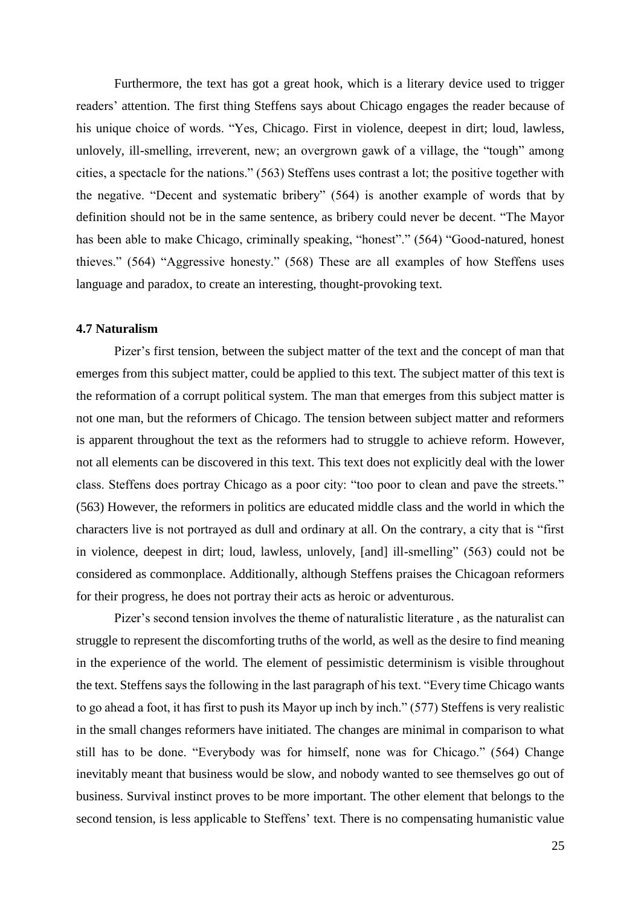Furthermore, the text has got a great hook, which is a literary device used to trigger readers' attention. The first thing Steffens says about Chicago engages the reader because of his unique choice of words. "Yes, Chicago. First in violence, deepest in dirt; loud, lawless, unlovely, ill-smelling, irreverent, new; an overgrown gawk of a village, the "tough" among cities, a spectacle for the nations." (563) Steffens uses contrast a lot; the positive together with the negative. "Decent and systematic bribery" (564) is another example of words that by definition should not be in the same sentence, as bribery could never be decent. "The Mayor has been able to make Chicago, criminally speaking, "honest"." (564) "Good-natured, honest thieves." (564) "Aggressive honesty." (568) These are all examples of how Steffens uses language and paradox, to create an interesting, thought-provoking text.

### 4.7 Naturalism

Pizer's first tension, between the subject matter of the text and the concept of man that emerges from this subject matter, could be applied to this text. The subject matter of this text is the reformation of a corrupt political system. The man that emerges from this subject matter is not one man, but the reformers of Chicago. The tension between subject matter and reformers is apparent throughout the text as the reformers had to struggle to achieve reform. However, not all elements can be discovered in this text. This text does not explicitly deal with the lower class. Steffens does portray Chicago as a poor city: "too poor to clean and pave the streets." (563) However, the reformers in politics are educated middle class and the world in which the characters live is not portrayed as dull and ordinary at all. On the contrary, a city that is "first in violence, deepest in dirt; loud, lawless, unlovely, [and] ill-smelling" (563) could not be considered as commonplace. Additionally, although Steffens praises the Chicagoan reformers for their progress, he does not portray their acts as heroic or adventurous.

Pizer's second tension involves the theme of naturalistic literature , as the naturalist can struggle to represent the discomforting truths of the world, as well as the desire to find meaning in the experience of the world. The element of pessimistic determinism is visible throughout the text. Steffens says the following in the last paragraph of his text. "Every time Chicago wants to go ahead a foot, it has first to push its Mayor up inch by inch." (577) Steffens is very realistic in the small changes reformers have initiated. The changes are minimal in comparison to what still has to be done. "Everybody was for himself, none was for Chicago." (564) Change inevitably meant that business would be slow, and nobody wanted to see themselves go out of business. Survival instinct proves to be more important. The other element that belongs to the second tension, is less applicable to Steffens' text. There is no compensating humanistic value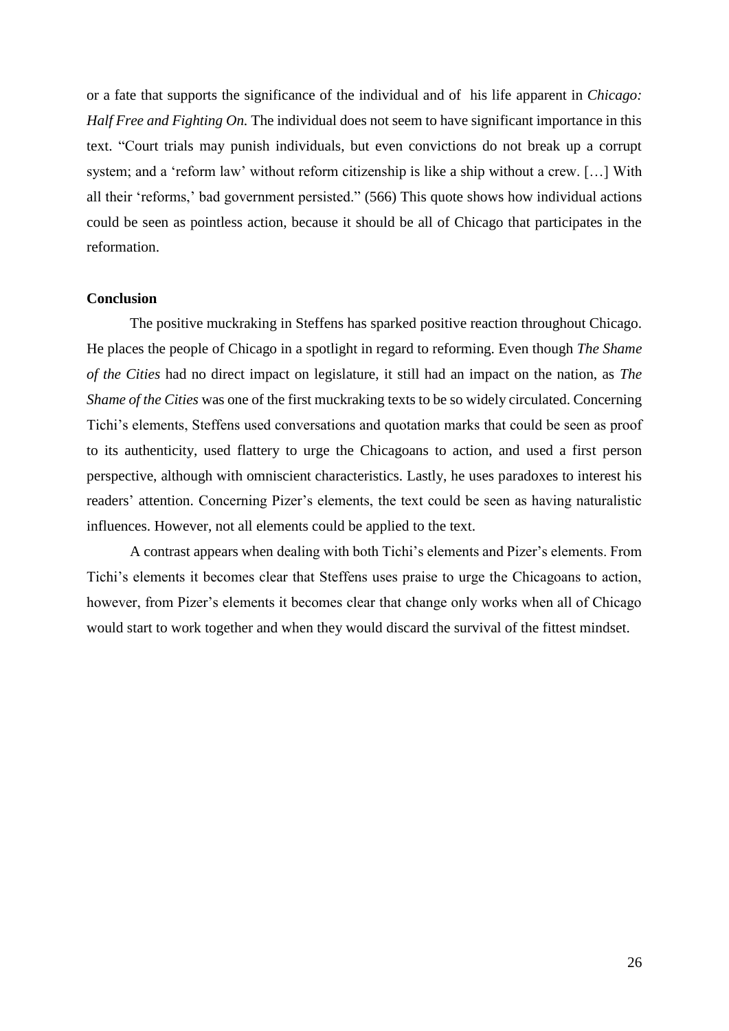or a fate that supports the significance of the individual and of his life apparent in *Chicago: Half Free and Fighting On.* The individual does not seem to have significant importance in this text. "Court trials may punish individuals, but even convictions do not break up a corrupt system; and a 'reform law' without reform citizenship is like a ship without a crew. […] With all their 'reforms,' bad government persisted." (566) This quote shows how individual actions could be seen as pointless action, because it should be all of Chicago that participates in the reformation.

## Conclusion

The positive muckraking in Steffens has sparked positive reaction throughout Chicago. He places the people of Chicago in a spotlight in regard to reforming. Even though *The Shame of the Cities* had no direct impact on legislature, it still had an impact on the nation, as *The Shame of the Cities* was one of the first muckraking texts to be so widely circulated. Concerning Tichi's elements, Steffens used conversations and quotation marks that could be seen as proof to its authenticity, used flattery to urge the Chicagoans to action, and used a first person perspective, although with omniscient characteristics. Lastly, he uses paradoxes to interest his readers' attention. Concerning Pizer's elements, the text could be seen as having naturalistic influences. However, not all elements could be applied to the text.

A contrast appears when dealing with both Tichi's elements and Pizer's elements. From Tichi's elements it becomes clear that Steffens uses praise to urge the Chicagoans to action, however, from Pizer's elements it becomes clear that change only works when all of Chicago would start to work together and when they would discard the survival of the fittest mindset.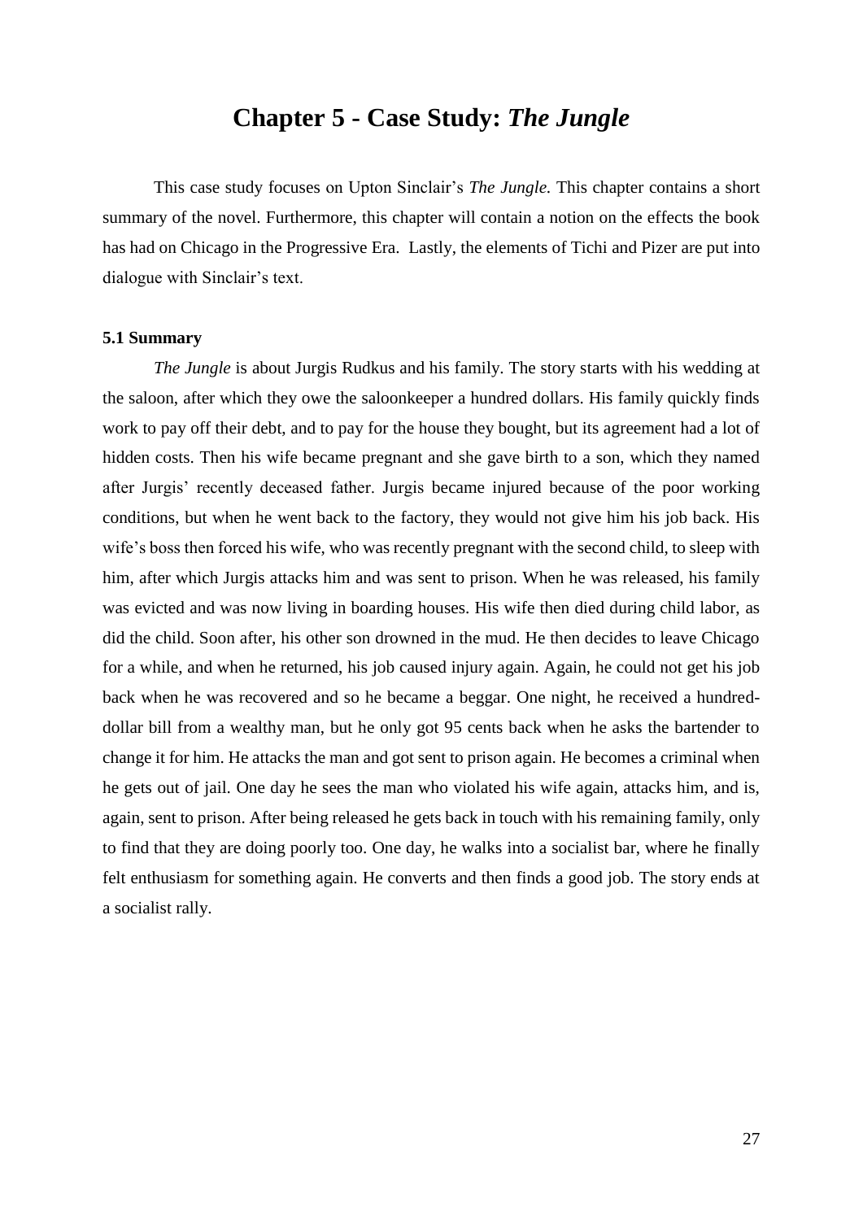# Chapter 5 - Case Study: *The Jungle*

This case study focuses on Upton Sinclair's *The Jungle.* This chapter contains a short summary of the novel. Furthermore, this chapter will contain a notion on the effects the book has had on Chicago in the Progressive Era. Lastly, the elements of Tichi and Pizer are put into dialogue with Sinclair's text.

### 5.1 Summary

*The Jungle* is about Jurgis Rudkus and his family. The story starts with his wedding at the saloon, after which they owe the saloonkeeper a hundred dollars. His family quickly finds work to pay off their debt, and to pay for the house they bought, but its agreement had a lot of hidden costs. Then his wife became pregnant and she gave birth to a son, which they named after Jurgis' recently deceased father. Jurgis became injured because of the poor working conditions, but when he went back to the factory, they would not give him his job back. His wife's boss then forced his wife, who was recently pregnant with the second child, to sleep with him, after which Jurgis attacks him and was sent to prison. When he was released, his family was evicted and was now living in boarding houses. His wife then died during child labor, as did the child. Soon after, his other son drowned in the mud. He then decides to leave Chicago for a while, and when he returned, his job caused injury again. Again, he could not get his job back when he was recovered and so he became a beggar. One night, he received a hundred-dollar bill from a wealthy man, but he only got 95 cents back when he asks the bartender to change it for him. He attacks the man and got sent to prison again. He becomes a criminal when he gets out of jail. One day he sees the man who violated his wife again, attacks him, and is, again, sent to prison. After being released he gets back in touch with his remaining family, only to find that they are doing poorly too. One day, he walks into a socialist bar, where he finally felt enthusiasm for something again. He converts and then finds a good job. The story ends at a socialist rally.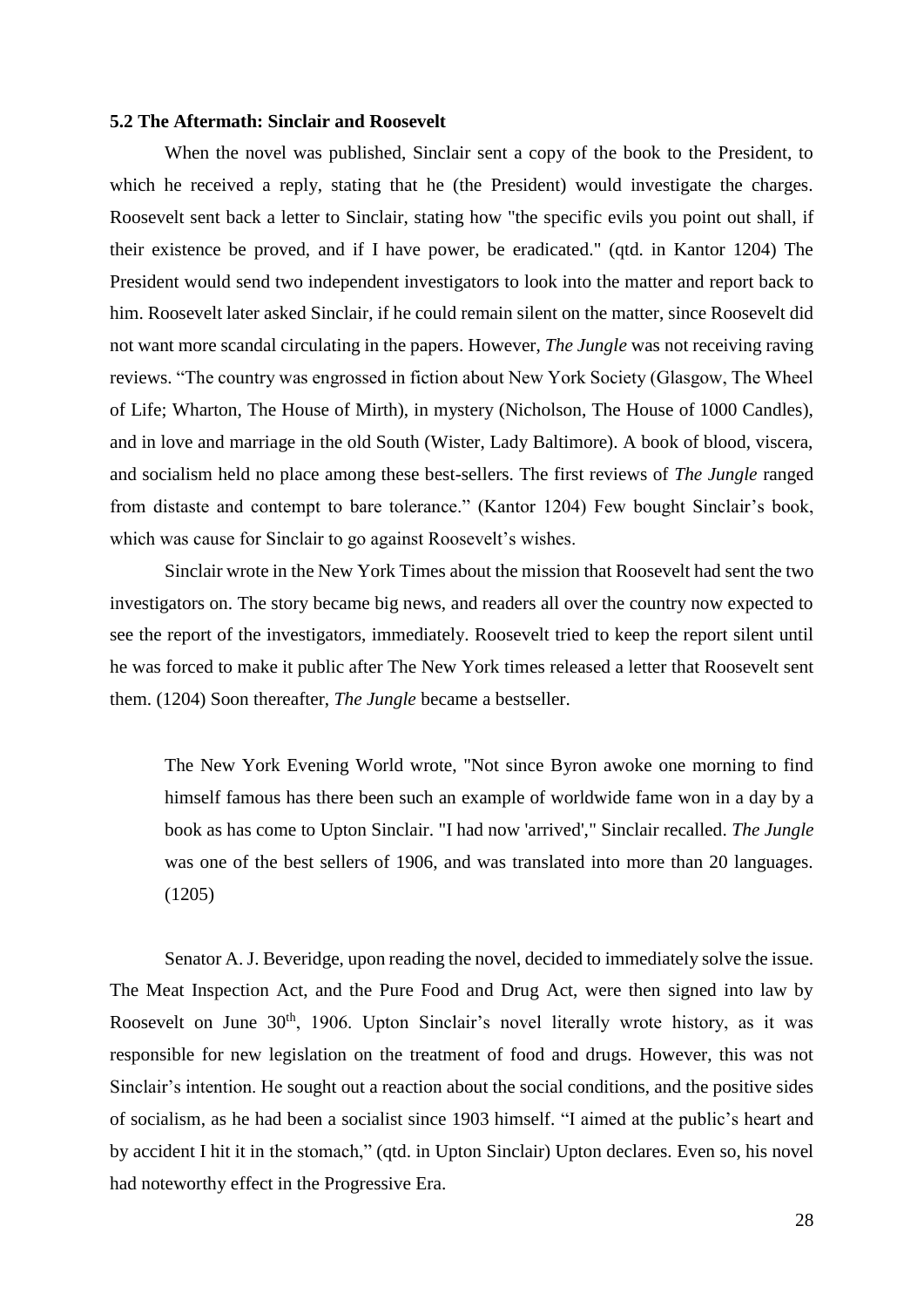### 5.2 The Aftermath: Sinclair and Roosevelt

When the novel was published, Sinclair sent a copy of the book to the President, to which he received a reply, stating that he (the President) would investigate the charges. Roosevelt sent back a letter to Sinclair, stating how "the specific evils you point out shall, if their existence be proved, and if I have power, be eradicated." (qtd. in Kantor 1204) The President would send two independent investigators to look into the matter and report back to him. Roosevelt later asked Sinclair, if he could remain silent on the matter, since Roosevelt did not want more scandal circulating in the papers. However, *The Jungle* was not receiving raving reviews. "The country was engrossed in fiction about New York Society (Glasgow, The Wheel of Life; Wharton, The House of Mirth), in mystery (Nicholson, The House of 1000 Candles), and in love and marriage in the old South (Wister, Lady Baltimore). A book of blood, viscera, and socialism held no place among these best-sellers. The first reviews of *The Jungle* ranged from distaste and contempt to bare tolerance." (Kantor 1204) Few bought Sinclair's book, which was cause for Sinclair to go against Roosevelt's wishes.

Sinclair wrote in the New York Times about the mission that Roosevelt had sent the two investigators on. The story became big news, and readers all over the country now expected to see the report of the investigators, immediately. Roosevelt tried to keep the report silent until he was forced to make it public after The New York times released a letter that Roosevelt sent them. (1204) Soon thereafter, *The Jungle* became a bestseller.

> The New York Evening World wrote, "Not since Byron awoke one morning to find himself famous has there been such an example of worldwide fame won in a day by a book as has come to Upton Sinclair. "I had now 'arrived'," Sinclair recalled. *The Jungle* was one of the best sellers of 1906, and was translated into more than 20 languages. (1205)

Senator A. J. Beveridge, upon reading the novel, decided to immediately solve the issue. The Meat Inspection Act, and the Pure Food and Drug Act, were then signed into law by Roosevelt on June 30th, 1906. Upton Sinclair's novel literally wrote history, as it was responsible for new legislation on the treatment of food and drugs. However, this was not Sinclair's intention. He sought out a reaction about the social conditions, and the positive sides of socialism, as he had been a socialist since 1903 himself. "I aimed at the public's heart and by accident I hit it in the stomach," (qtd. in Upton Sinclair) Upton declares. Even so, his novel had noteworthy effect in the Progressive Era.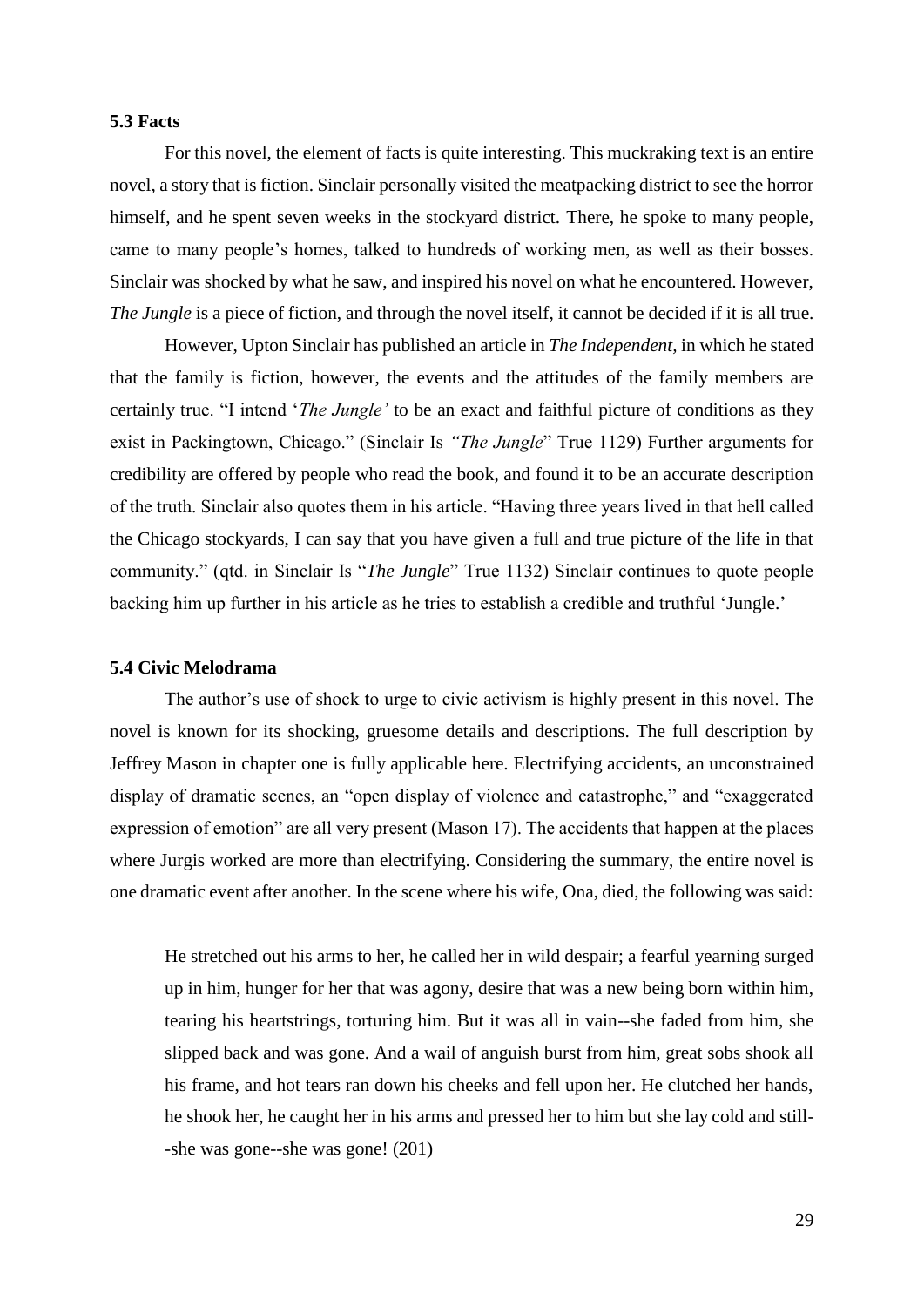### 5.3 Facts

For this novel, the element of facts is quite interesting. This muckraking text is an entire novel, a story that is fiction. Sinclair personally visited the meatpacking district to see the horror himself, and he spent seven weeks in the stockyard district. There, he spoke to many people, came to many people's homes, talked to hundreds of working men, as well as their bosses. Sinclair was shocked by what he saw, and inspired his novel on what he encountered. However, *The Jungle* is a piece of fiction, and through the novel itself, it cannot be decided if it is all true.

However, Upton Sinclair has published an article in *The Independent,* in which he stated that the family is fiction, however, the events and the attitudes of the family members are certainly true. "I intend '*The Jungle'* to be an exact and faithful picture of conditions as they exist in Packingtown, Chicago." (Sinclair Is *"The Jungle*" True 1129) Further arguments for credibility are offered by people who read the book, and found it to be an accurate description of the truth. Sinclair also quotes them in his article. "Having three years lived in that hell called the Chicago stockyards, I can say that you have given a full and true picture of the life in that community." (qtd. in Sinclair Is "*The Jungle*" True 1132) Sinclair continues to quote people backing him up further in his article as he tries to establish a credible and truthful 'Jungle.'

### 5.4 Civic Melodrama

The author's use of shock to urge to civic activism is highly present in this novel. The novel is known for its shocking, gruesome details and descriptions. The full description by Jeffrey Mason in chapter one is fully applicable here. Electrifying accidents, an unconstrained display of dramatic scenes, an "open display of violence and catastrophe," and "exaggerated expression of emotion" are all very present (Mason 17). The accidents that happen at the places where Jurgis worked are more than electrifying. Considering the summary, the entire novel is one dramatic event after another. In the scene where his wife, Ona, died, the following was said:

> He stretched out his arms to her, he called her in wild despair; a fearful yearning surged up in him, hunger for her that was agony, desire that was a new being born within him, tearing his heartstrings, torturing him. But it was all in vain--she faded from him, she slipped back and was gone. And a wail of anguish burst from him, great sobs shook all his frame, and hot tears ran down his cheeks and fell upon her. He clutched her hands, he shook her, he caught her in his arms and pressed her to him but she lay cold and still--she was gone--she was gone! (201)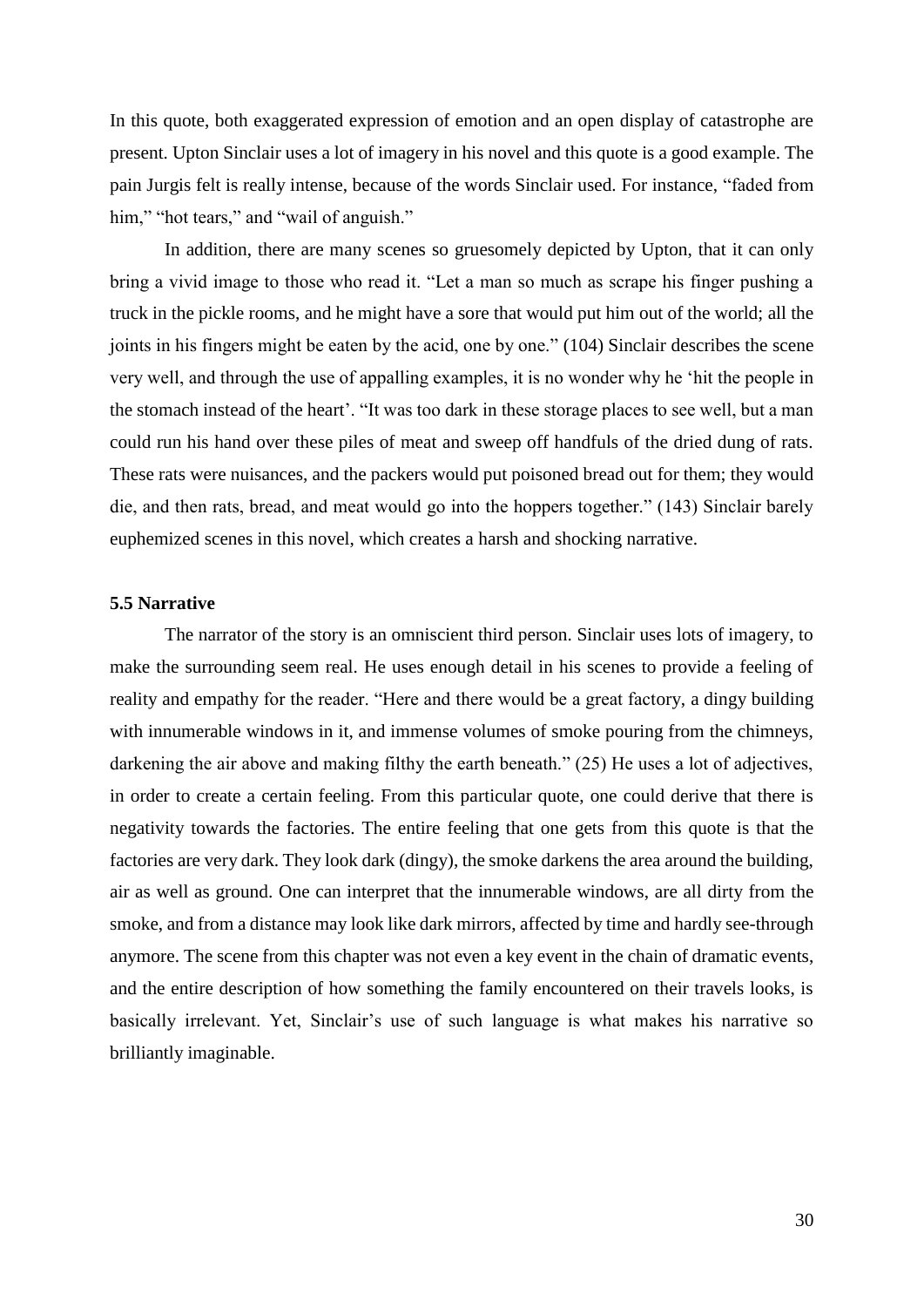In this quote, both exaggerated expression of emotion and an open display of catastrophe are present. Upton Sinclair uses a lot of imagery in his novel and this quote is a good example. The pain Jurgis felt is really intense, because of the words Sinclair used. For instance, "faded from him," "hot tears," and "wail of anguish."

In addition, there are many scenes so gruesomely depicted by Upton, that it can only bring a vivid image to those who read it. "Let a man so much as scrape his finger pushing a truck in the pickle rooms, and he might have a sore that would put him out of the world; all the joints in his fingers might be eaten by the acid, one by one." (104) Sinclair describes the scene very well, and through the use of appalling examples, it is no wonder why he 'hit the people in the stomach instead of the heart'. "It was too dark in these storage places to see well, but a man could run his hand over these piles of meat and sweep off handfuls of the dried dung of rats. These rats were nuisances, and the packers would put poisoned bread out for them; they would die, and then rats, bread, and meat would go into the hoppers together." (143) Sinclair barely euphemized scenes in this novel, which creates a harsh and shocking narrative.

### 5.5 Narrative

The narrator of the story is an omniscient third person. Sinclair uses lots of imagery, to make the surrounding seem real. He uses enough detail in his scenes to provide a feeling of reality and empathy for the reader. "Here and there would be a great factory, a dingy building with innumerable windows in it, and immense volumes of smoke pouring from the chimneys, darkening the air above and making filthy the earth beneath." (25) He uses a lot of adjectives, in order to create a certain feeling. From this particular quote, one could derive that there is negativity towards the factories. The entire feeling that one gets from this quote is that the factories are very dark. They look dark (dingy), the smoke darkens the area around the building, air as well as ground. One can interpret that the innumerable windows, are all dirty from the smoke, and from a distance may look like dark mirrors, affected by time and hardly see-through anymore. The scene from this chapter was not even a key event in the chain of dramatic events, and the entire description of how something the family encountered on their travels looks, is basically irrelevant. Yet, Sinclair's use of such language is what makes his narrative so brilliantly imaginable.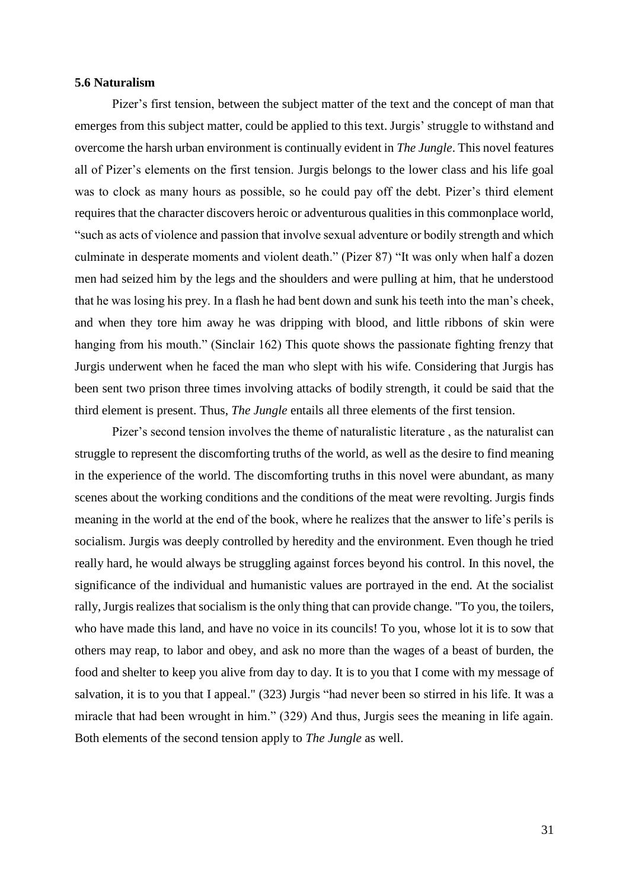**5.6 Naturalism**

Pizer's first tension, between the subject matter of the text and the concept of man that emerges from this subject matter, could be applied to this text. Jurgis' struggle to withstand and overcome the harsh urban environment is continually evident in *The Jungle*. This novel features all of Pizer's elements on the first tension. Jurgis belongs to the lower class and his life goal was to clock as many hours as possible, so he could pay off the debt. Pizer's third element requires that the character discovers heroic or adventurous qualities in this commonplace world, "such as acts of violence and passion that involve sexual adventure or bodily strength and which culminate in desperate moments and violent death." (Pizer 87) "It was only when half a dozen men had seized him by the legs and the shoulders and were pulling at him, that he understood that he was losing his prey. In a flash he had bent down and sunk his teeth into the man's cheek, and when they tore him away he was dripping with blood, and little ribbons of skin were hanging from his mouth." (Sinclair 162) This quote shows the passionate fighting frenzy that Jurgis underwent when he faced the man who slept with his wife. Considering that Jurgis has been sent two prison three times involving attacks of bodily strength, it could be said that the third element is present. Thus, *The Jungle* entails all three elements of the first tension.

Pizer's second tension involves the theme of naturalistic literature , as the naturalist can struggle to represent the discomforting truths of the world, as well as the desire to find meaning in the experience of the world. The discomforting truths in this novel were abundant, as many scenes about the working conditions and the conditions of the meat were revolting. Jurgis finds meaning in the world at the end of the book, where he realizes that the answer to life's perils is socialism. Jurgis was deeply controlled by heredity and the environment. Even though he tried really hard, he would always be struggling against forces beyond his control. In this novel, the significance of the individual and humanistic values are portrayed in the end. At the socialist rally, Jurgis realizes that socialism is the only thing that can provide change. "To you, the toilers, who have made this land, and have no voice in its councils! To you, whose lot it is to sow that others may reap, to labor and obey, and ask no more than the wages of a beast of burden, the food and shelter to keep you alive from day to day. It is to you that I come with my message of salvation, it is to you that I appeal." (323) Jurgis "had never been so stirred in his life. It was a miracle that had been wrought in him." (329) And thus, Jurgis sees the meaning in life again. Both elements of the second tension apply to *The Jungle* as well.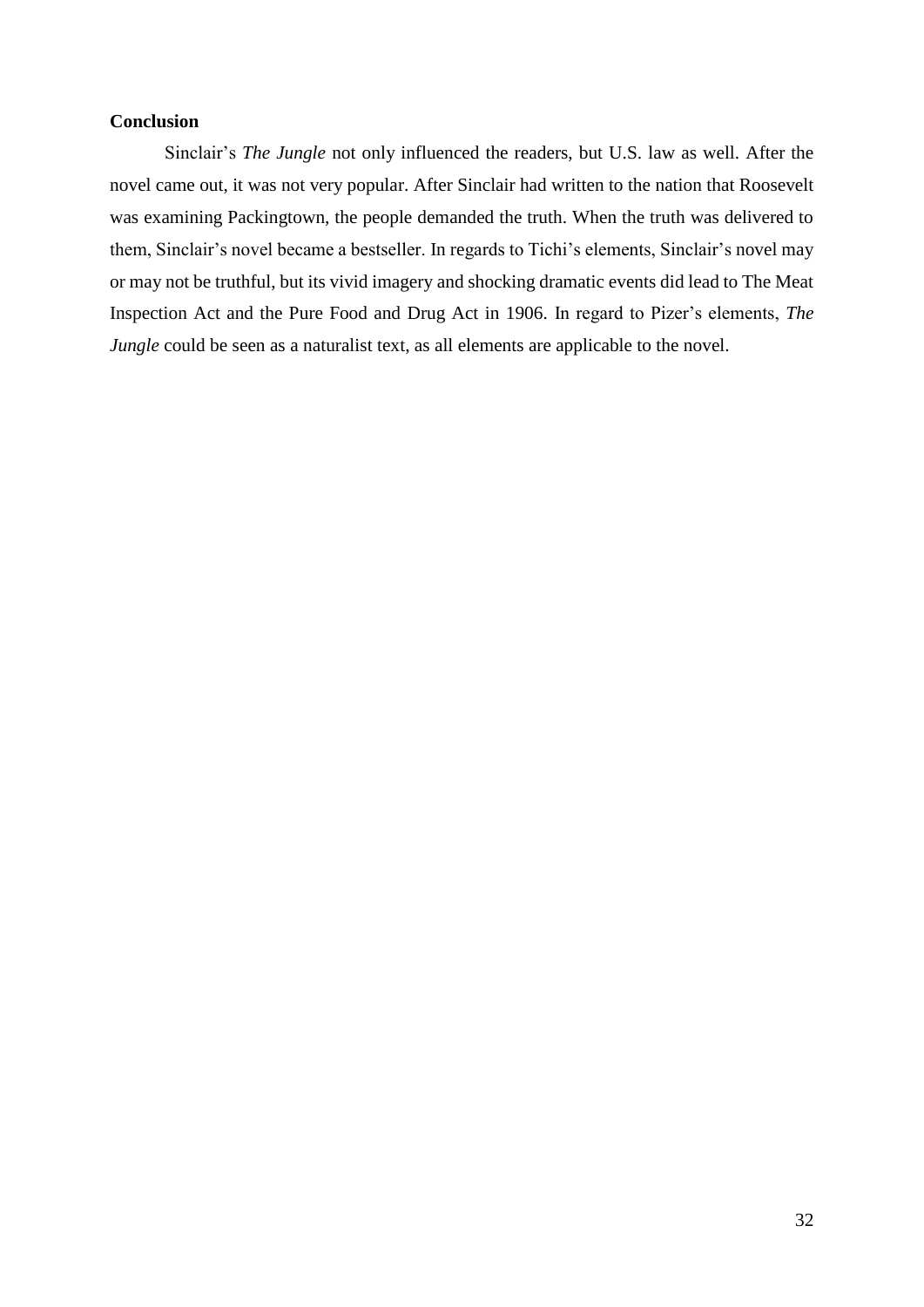**Conclusion**

Sinclair's *The Jungle* not only influenced the readers, but U.S. law as well. After the novel came out, it was not very popular. After Sinclair had written to the nation that Roosevelt was examining Packingtown, the people demanded the truth. When the truth was delivered to them, Sinclair's novel became a bestseller. In regards to Tichi's elements, Sinclair's novel may or may not be truthful, but its vivid imagery and shocking dramatic events did lead to The Meat Inspection Act and the Pure Food and Drug Act in 1906. In regard to Pizer's elements, *The Jungle* could be seen as a naturalist text, as all elements are applicable to the novel.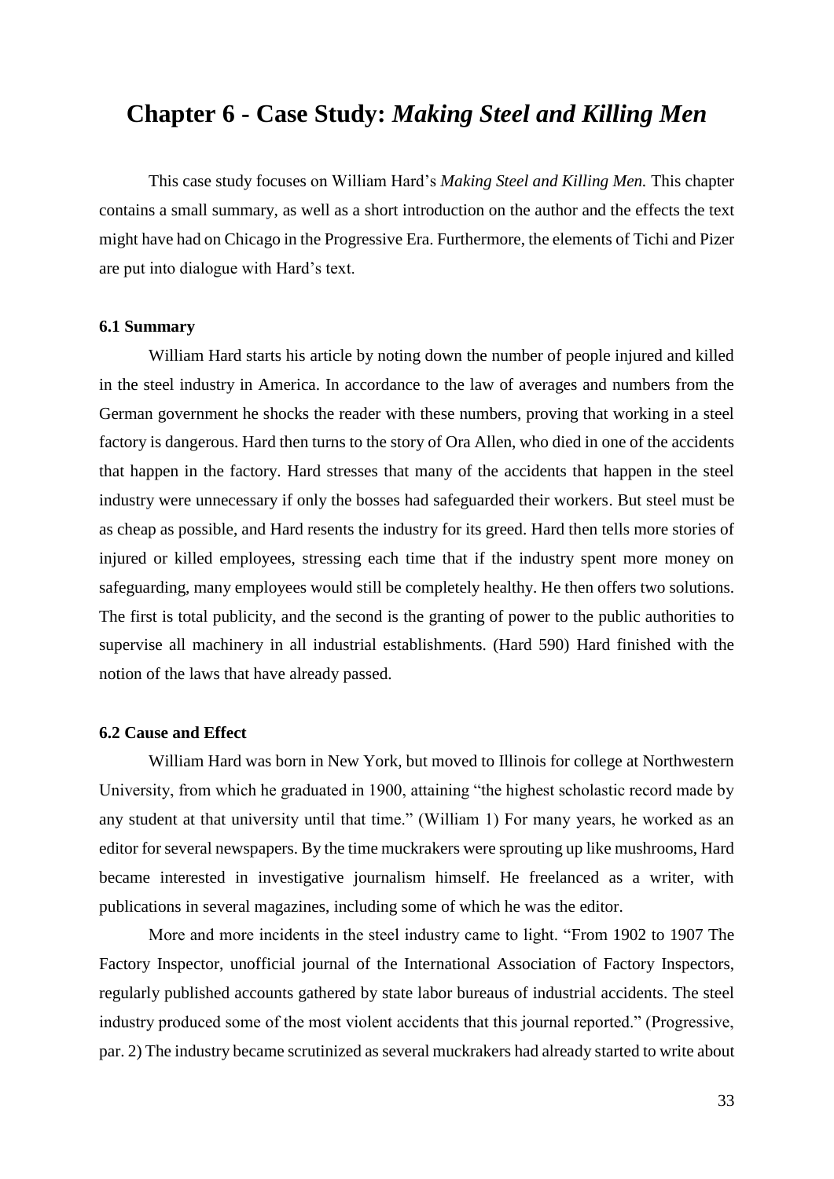# Chapter 6 - Case Study: *Making Steel and Killing Men*

This case study focuses on William Hard's *Making Steel and Killing Men.* This chapter contains a small summary, as well as a short introduction on the author and the effects the text might have had on Chicago in the Progressive Era. Furthermore, the elements of Tichi and Pizer are put into dialogue with Hard's text.

### 6.1 Summary

William Hard starts his article by noting down the number of people injured and killed in the steel industry in America. In accordance to the law of averages and numbers from the German government he shocks the reader with these numbers, proving that working in a steel factory is dangerous. Hard then turns to the story of Ora Allen, who died in one of the accidents that happen in the factory. Hard stresses that many of the accidents that happen in the steel industry were unnecessary if only the bosses had safeguarded their workers. But steel must be as cheap as possible, and Hard resents the industry for its greed. Hard then tells more stories of injured or killed employees, stressing each time that if the industry spent more money on safeguarding, many employees would still be completely healthy. He then offers two solutions. The first is total publicity, and the second is the granting of power to the public authorities to supervise all machinery in all industrial establishments. (Hard 590) Hard finished with the notion of the laws that have already passed.

### 6.2 Cause and Effect

William Hard was born in New York, but moved to Illinois for college at Northwestern University, from which he graduated in 1900, attaining "the highest scholastic record made by any student at that university until that time." (William 1) For many years, he worked as an editor for several newspapers. By the time muckrakers were sprouting up like mushrooms, Hard became interested in investigative journalism himself. He freelanced as a writer, with publications in several magazines, including some of which he was the editor.

More and more incidents in the steel industry came to light. "From 1902 to 1907 The Factory Inspector, unofficial journal of the International Association of Factory Inspectors, regularly published accounts gathered by state labor bureaus of industrial accidents. The steel industry produced some of the most violent accidents that this journal reported." (Progressive, par. 2) The industry became scrutinized as several muckrakers had already started to write about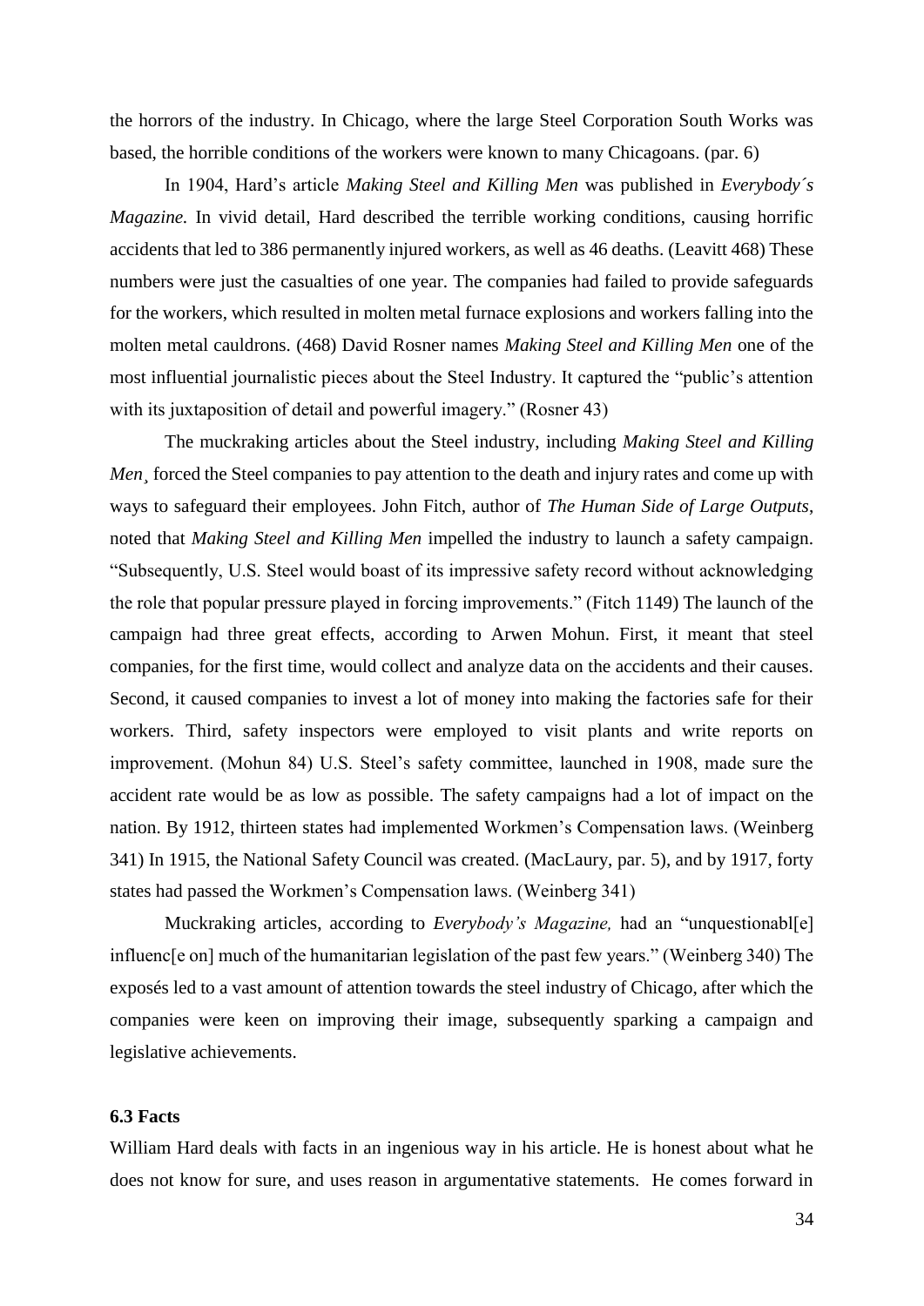the horrors of the industry. In Chicago, where the large Steel Corporation South Works was based, the horrible conditions of the workers were known to many Chicagoans. (par. 6)

In 1904, Hard's article *Making Steel and Killing Men* was published in *Everybody´s Magazine.* In vivid detail, Hard described the terrible working conditions, causing horrific accidents that led to 386 permanently injured workers, as well as 46 deaths. (Leavitt 468) These numbers were just the casualties of one year. The companies had failed to provide safeguards for the workers, which resulted in molten metal furnace explosions and workers falling into the molten metal cauldrons. (468) David Rosner names *Making Steel and Killing Men* one of the most influential journalistic pieces about the Steel Industry. It captured the "public's attention with its juxtaposition of detail and powerful imagery." (Rosner 43)

The muckraking articles about the Steel industry, including *Making Steel and Killing Men¸* forced the Steel companies to pay attention to the death and injury rates and come up with ways to safeguard their employees. John Fitch, author of *The Human Side of Large Outputs*, noted that *Making Steel and Killing Men* impelled the industry to launch a safety campaign. "Subsequently, U.S. Steel would boast of its impressive safety record without acknowledging the role that popular pressure played in forcing improvements." (Fitch 1149) The launch of the campaign had three great effects, according to Arwen Mohun. First, it meant that steel companies, for the first time, would collect and analyze data on the accidents and their causes. Second, it caused companies to invest a lot of money into making the factories safe for their workers. Third, safety inspectors were employed to visit plants and write reports on improvement. (Mohun 84) U.S. Steel's safety committee, launched in 1908, made sure the accident rate would be as low as possible. The safety campaigns had a lot of impact on the nation. By 1912, thirteen states had implemented Workmen's Compensation laws. (Weinberg 341) In 1915, the National Safety Council was created. (MacLaury, par. 5), and by 1917, forty states had passed the Workmen's Compensation laws. (Weinberg 341)

Muckraking articles, according to *Everybody's Magazine,* had an "unquestionabl[e] influenc[e on] much of the humanitarian legislation of the past few years." (Weinberg 340) The exposés led to a vast amount of attention towards the steel industry of Chicago, after which the companies were keen on improving their image, subsequently sparking a campaign and legislative achievements.

### 6.3 Facts

William Hard deals with facts in an ingenious way in his article. He is honest about what he does not know for sure, and uses reason in argumentative statements. He comes forward in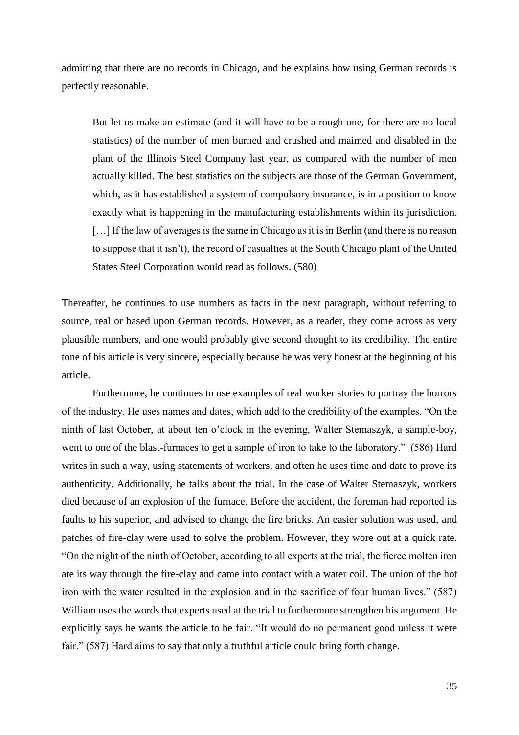admitting that there are no records in Chicago, and he explains how using German records is perfectly reasonable.

> But let us make an estimate (and it will have to be a rough one, for there are no local statistics) of the number of men burned and crushed and maimed and disabled in the plant of the Illinois Steel Company last year, as compared with the number of men actually killed. The best statistics on the subjects are those of the German Government, which, as it has established a system of compulsory insurance, is in a position to know exactly what is happening in the manufacturing establishments within its jurisdiction. […] If the law of averages is the same in Chicago as it is in Berlin (and there is no reason to suppose that it isn't), the record of casualties at the South Chicago plant of the United States Steel Corporation would read as follows. (580)

Thereafter, he continues to use numbers as facts in the next paragraph, without referring to source, real or based upon German records. However, as a reader, they come across as very plausible numbers, and one would probably give second thought to its credibility. The entire tone of his article is very sincere, especially because he was very honest at the beginning of his article.

Furthermore, he continues to use examples of real worker stories to portray the horrors of the industry. He uses names and dates, which add to the credibility of the examples. "On the ninth of last October, at about ten o'clock in the evening, Walter Stemaszyk, a sample-boy, went to one of the blast-furnaces to get a sample of iron to take to the laboratory." (586) Hard writes in such a way, using statements of workers, and often he uses time and date to prove its authenticity. Additionally, he talks about the trial. In the case of Walter Stemaszyk, workers died because of an explosion of the furnace. Before the accident, the foreman had reported its faults to his superior, and advised to change the fire bricks. An easier solution was used, and patches of fire-clay were used to solve the problem. However, they wore out at a quick rate. "On the night of the ninth of October, according to all experts at the trial, the fierce molten iron ate its way through the fire-clay and came into contact with a water coil. The union of the hot iron with the water resulted in the explosion and in the sacrifice of four human lives." (587) William uses the words that experts used at the trial to furthermore strengthen his argument. He explicitly says he wants the article to be fair. "It would do no permanent good unless it were fair." (587) Hard aims to say that only a truthful article could bring forth change.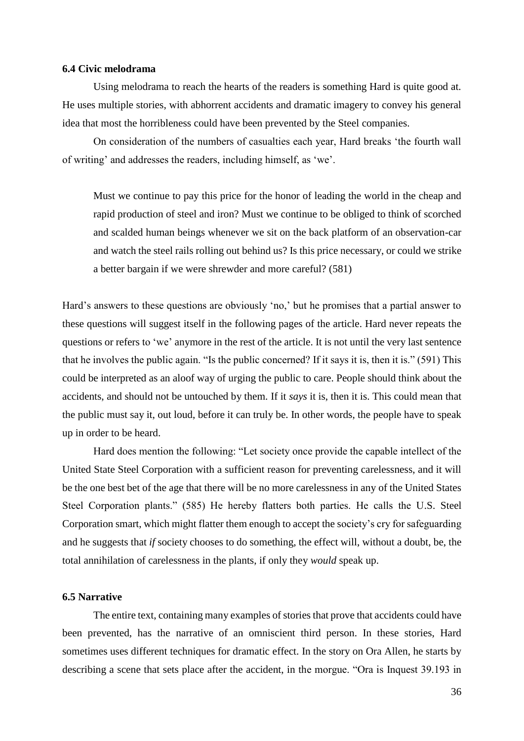### 6.4 Civic melodrama

Using melodrama to reach the hearts of the readers is something Hard is quite good at. He uses multiple stories, with abhorrent accidents and dramatic imagery to convey his general idea that most the horribleness could have been prevented by the Steel companies.

On consideration of the numbers of casualties each year, Hard breaks 'the fourth wall of writing' and addresses the readers, including himself, as 'we'.

> Must we continue to pay this price for the honor of leading the world in the cheap and rapid production of steel and iron? Must we continue to be obliged to think of scorched and scalded human beings whenever we sit on the back platform of an observation-car and watch the steel rails rolling out behind us? Is this price necessary, or could we strike a better bargain if we were shrewder and more careful? (581)

Hard's answers to these questions are obviously 'no,' but he promises that a partial answer to these questions will suggest itself in the following pages of the article. Hard never repeats the questions or refers to 'we' anymore in the rest of the article. It is not until the very last sentence that he involves the public again. "Is the public concerned? If it says it is, then it is." (591) This could be interpreted as an aloof way of urging the public to care. People should think about the accidents, and should not be untouched by them. If it *says* it is, then it is. This could mean that the public must say it, out loud, before it can truly be. In other words, the people have to speak up in order to be heard.

Hard does mention the following: "Let society once provide the capable intellect of the United State Steel Corporation with a sufficient reason for preventing carelessness, and it will be the one best bet of the age that there will be no more carelessness in any of the United States Steel Corporation plants." (585) He hereby flatters both parties. He calls the U.S. Steel Corporation smart, which might flatter them enough to accept the society's cry for safeguarding and he suggests that *if* society chooses to do something, the effect will, without a doubt, be, the total annihilation of carelessness in the plants, if only they *would* speak up.

### 6.5 Narrative

The entire text, containing many examples of stories that prove that accidents could have been prevented, has the narrative of an omniscient third person. In these stories, Hard sometimes uses different techniques for dramatic effect. In the story on Ora Allen, he starts by describing a scene that sets place after the accident, in the morgue. "Ora is Inquest 39.193 in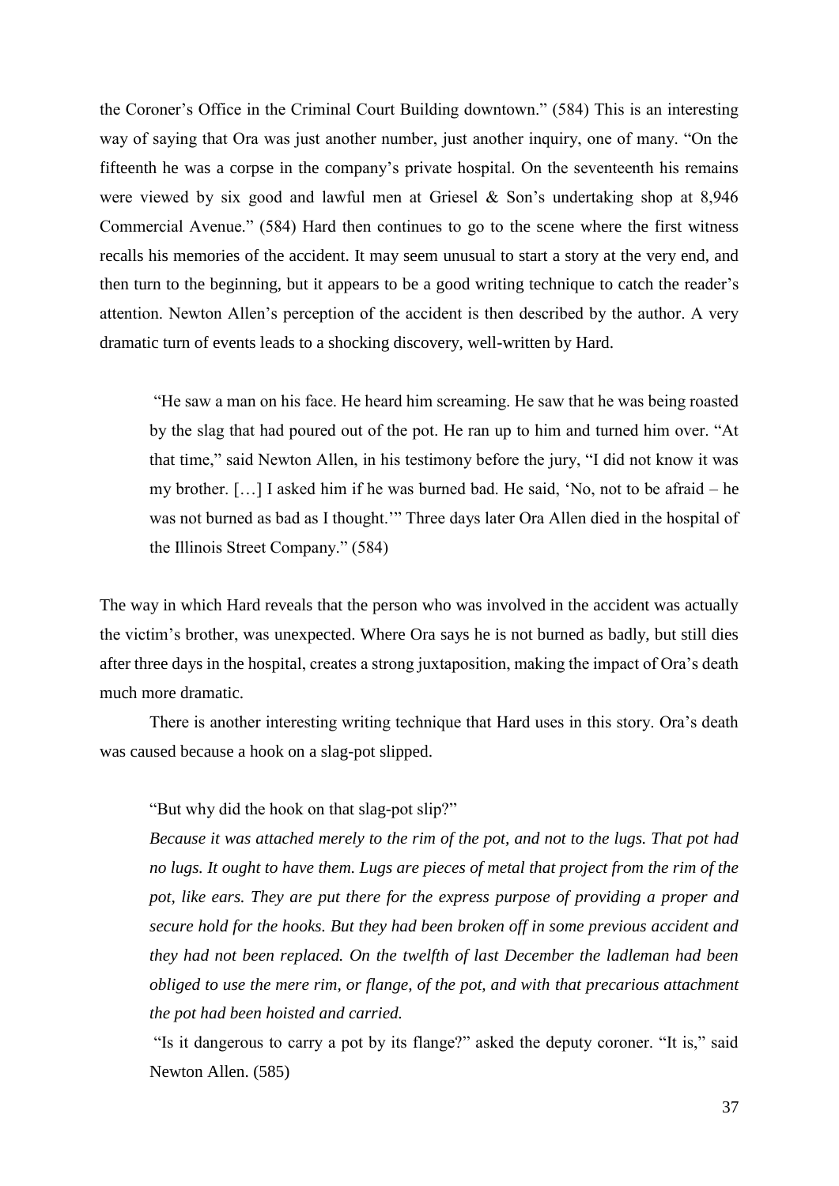the Coroner's Office in the Criminal Court Building downtown." (584) This is an interesting way of saying that Ora was just another number, just another inquiry, one of many. "On the fifteenth he was a corpse in the company's private hospital. On the seventeenth his remains were viewed by six good and lawful men at Griesel & Son's undertaking shop at 8,946 Commercial Avenue." (584) Hard then continues to go to the scene where the first witness recalls his memories of the accident. It may seem unusual to start a story at the very end, and then turn to the beginning, but it appears to be a good writing technique to catch the reader's attention. Newton Allen's perception of the accident is then described by the author. A very dramatic turn of events leads to a shocking discovery, well-written by Hard.

> "He saw a man on his face. He heard him screaming. He saw that he was being roasted by the slag that had poured out of the pot. He ran up to him and turned him over. "At that time," said Newton Allen, in his testimony before the jury, "I did not know it was my brother. […] I asked him if he was burned bad. He said, 'No, not to be afraid – he was not burned as bad as I thought.'" Three days later Ora Allen died in the hospital of the Illinois Street Company." (584)

The way in which Hard reveals that the person who was involved in the accident was actually the victim's brother, was unexpected. Where Ora says he is not burned as badly, but still dies after three days in the hospital, creates a strong juxtaposition, making the impact of Ora's death much more dramatic.

There is another interesting writing technique that Hard uses in this story. Ora's death was caused because a hook on a slag-pot slipped.

> "But why did the hook on that slag-pot slip?"
>
> *Because it was attached merely to the rim of the pot, and not to the lugs. That pot had no lugs. It ought to have them. Lugs are pieces of metal that project from the rim of the pot, like ears. They are put there for the express purpose of providing a proper and secure hold for the hooks. But they had been broken off in some previous accident and they had not been replaced. On the twelfth of last December the ladleman had been obliged to use the mere rim, or flange, of the pot, and with that precarious attachment the pot had been hoisted and carried.*
>
> "Is it dangerous to carry a pot by its flange?" asked the deputy coroner. "It is," said Newton Allen. (585)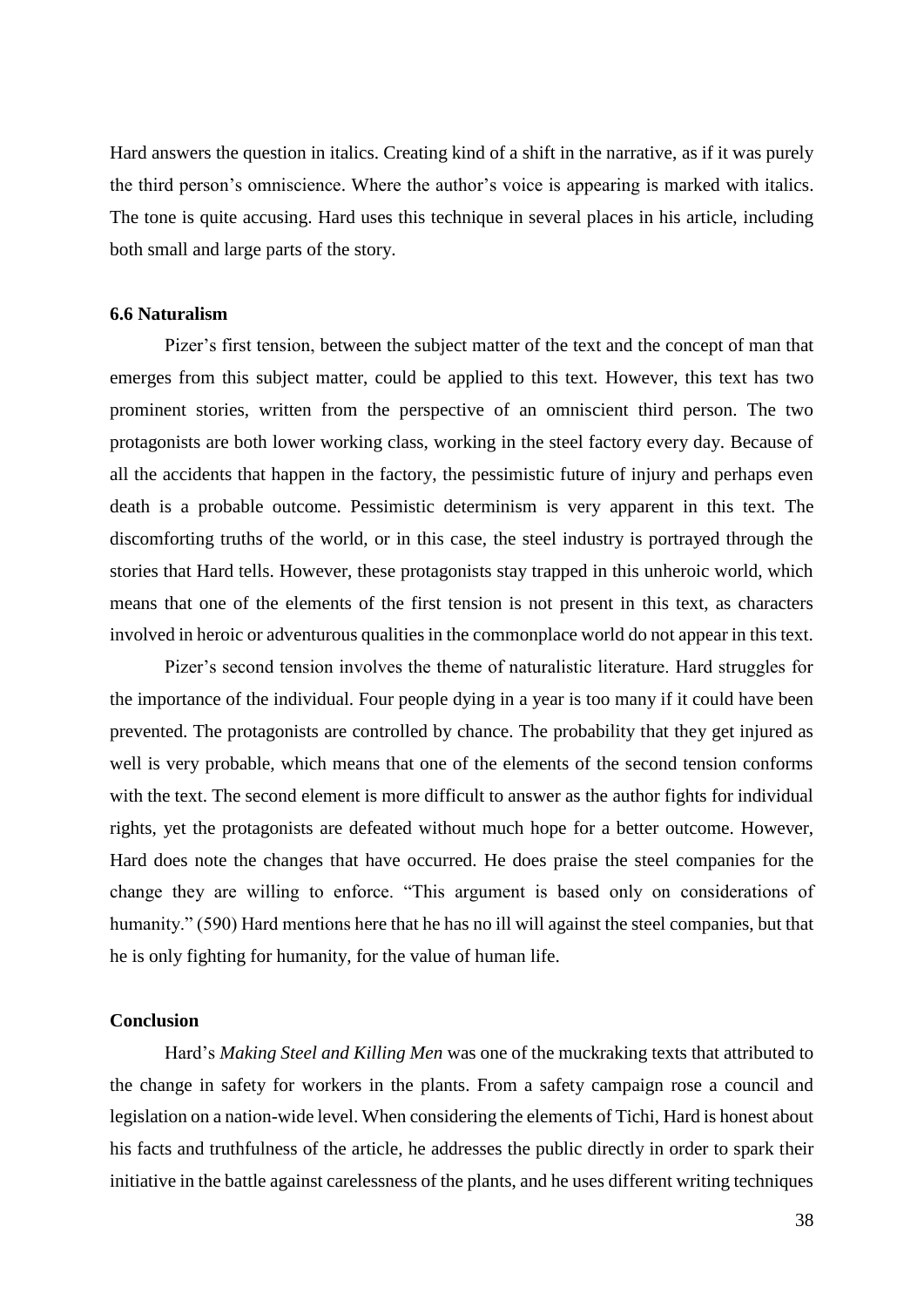Hard answers the question in italics. Creating kind of a shift in the narrative, as if it was purely the third person's omniscience. Where the author's voice is appearing is marked with italics. The tone is quite accusing. Hard uses this technique in several places in his article, including both small and large parts of the story.

### 6.6 Naturalism

Pizer's first tension, between the subject matter of the text and the concept of man that emerges from this subject matter, could be applied to this text. However, this text has two prominent stories, written from the perspective of an omniscient third person. The two protagonists are both lower working class, working in the steel factory every day. Because of all the accidents that happen in the factory, the pessimistic future of injury and perhaps even death is a probable outcome. Pessimistic determinism is very apparent in this text. The discomforting truths of the world, or in this case, the steel industry is portrayed through the stories that Hard tells. However, these protagonists stay trapped in this unheroic world, which means that one of the elements of the first tension is not present in this text, as characters involved in heroic or adventurous qualities in the commonplace world do not appear in this text.

Pizer's second tension involves the theme of naturalistic literature. Hard struggles for the importance of the individual. Four people dying in a year is too many if it could have been prevented. The protagonists are controlled by chance. The probability that they get injured as well is very probable, which means that one of the elements of the second tension conforms with the text. The second element is more difficult to answer as the author fights for individual rights, yet the protagonists are defeated without much hope for a better outcome. However, Hard does note the changes that have occurred. He does praise the steel companies for the change they are willing to enforce. "This argument is based only on considerations of humanity." (590) Hard mentions here that he has no ill will against the steel companies, but that he is only fighting for humanity, for the value of human life.

## Conclusion

Hard's *Making Steel and Killing Men* was one of the muckraking texts that attributed to the change in safety for workers in the plants. From a safety campaign rose a council and legislation on a nation-wide level. When considering the elements of Tichi, Hard is honest about his facts and truthfulness of the article, he addresses the public directly in order to spark their initiative in the battle against carelessness of the plants, and he uses different writing techniques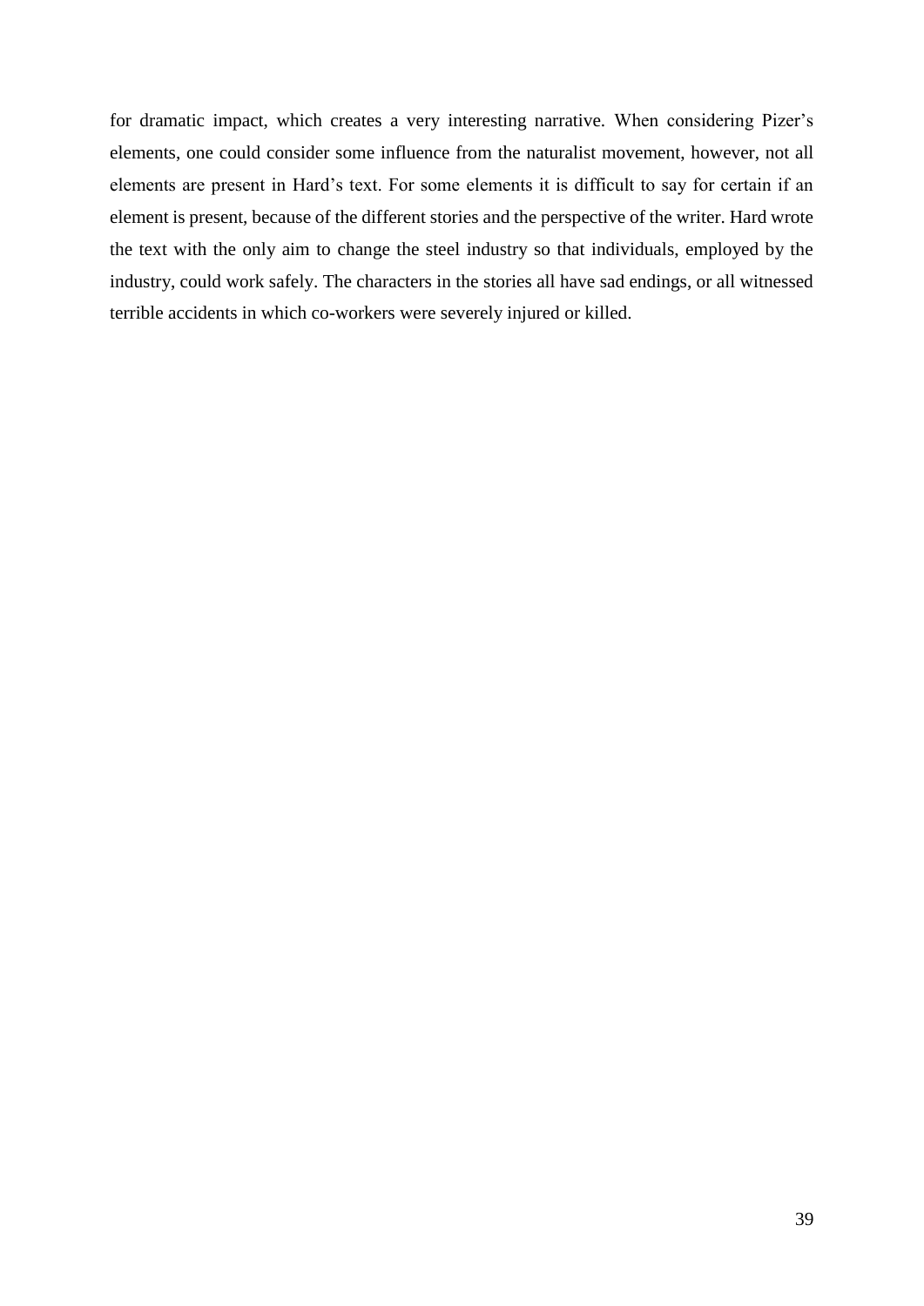for dramatic impact, which creates a very interesting narrative. When considering Pizer's elements, one could consider some influence from the naturalist movement, however, not all elements are present in Hard's text. For some elements it is difficult to say for certain if an element is present, because of the different stories and the perspective of the writer. Hard wrote the text with the only aim to change the steel industry so that individuals, employed by the industry, could work safely. The characters in the stories all have sad endings, or all witnessed terrible accidents in which co-workers were severely injured or killed.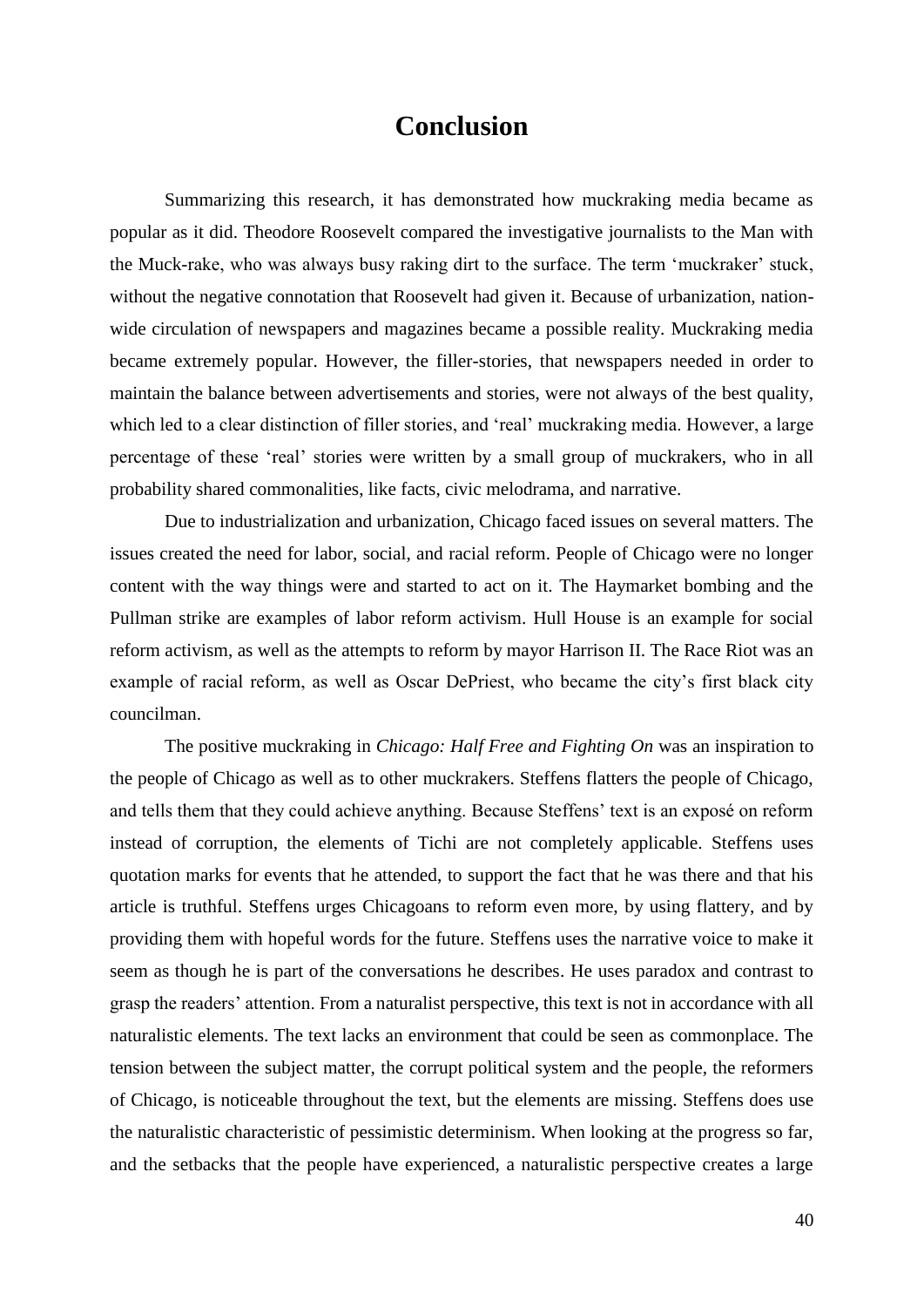# Conclusion

Summarizing this research, it has demonstrated how muckraking media became as popular as it did. Theodore Roosevelt compared the investigative journalists to the Man with the Muck-rake, who was always busy raking dirt to the surface. The term 'muckraker' stuck, without the negative connotation that Roosevelt had given it. Because of urbanization, nation-wide circulation of newspapers and magazines became a possible reality. Muckraking media became extremely popular. However, the filler-stories, that newspapers needed in order to maintain the balance between advertisements and stories, were not always of the best quality, which led to a clear distinction of filler stories, and 'real' muckraking media. However, a large percentage of these 'real' stories were written by a small group of muckrakers, who in all probability shared commonalities, like facts, civic melodrama, and narrative.

Due to industrialization and urbanization, Chicago faced issues on several matters. The issues created the need for labor, social, and racial reform. People of Chicago were no longer content with the way things were and started to act on it. The Haymarket bombing and the Pullman strike are examples of labor reform activism. Hull House is an example for social reform activism, as well as the attempts to reform by mayor Harrison II. The Race Riot was an example of racial reform, as well as Oscar DePriest, who became the city's first black city councilman.

The positive muckraking in *Chicago: Half Free and Fighting On* was an inspiration to the people of Chicago as well as to other muckrakers. Steffens flatters the people of Chicago, and tells them that they could achieve anything. Because Steffens' text is an exposé on reform instead of corruption, the elements of Tichi are not completely applicable. Steffens uses quotation marks for events that he attended, to support the fact that he was there and that his article is truthful. Steffens urges Chicagoans to reform even more, by using flattery, and by providing them with hopeful words for the future. Steffens uses the narrative voice to make it seem as though he is part of the conversations he describes. He uses paradox and contrast to grasp the readers' attention. From a naturalist perspective, this text is not in accordance with all naturalistic elements. The text lacks an environment that could be seen as commonplace. The tension between the subject matter, the corrupt political system and the people, the reformers of Chicago, is noticeable throughout the text, but the elements are missing. Steffens does use the naturalistic characteristic of pessimistic determinism. When looking at the progress so far, and the setbacks that the people have experienced, a naturalistic perspective creates a large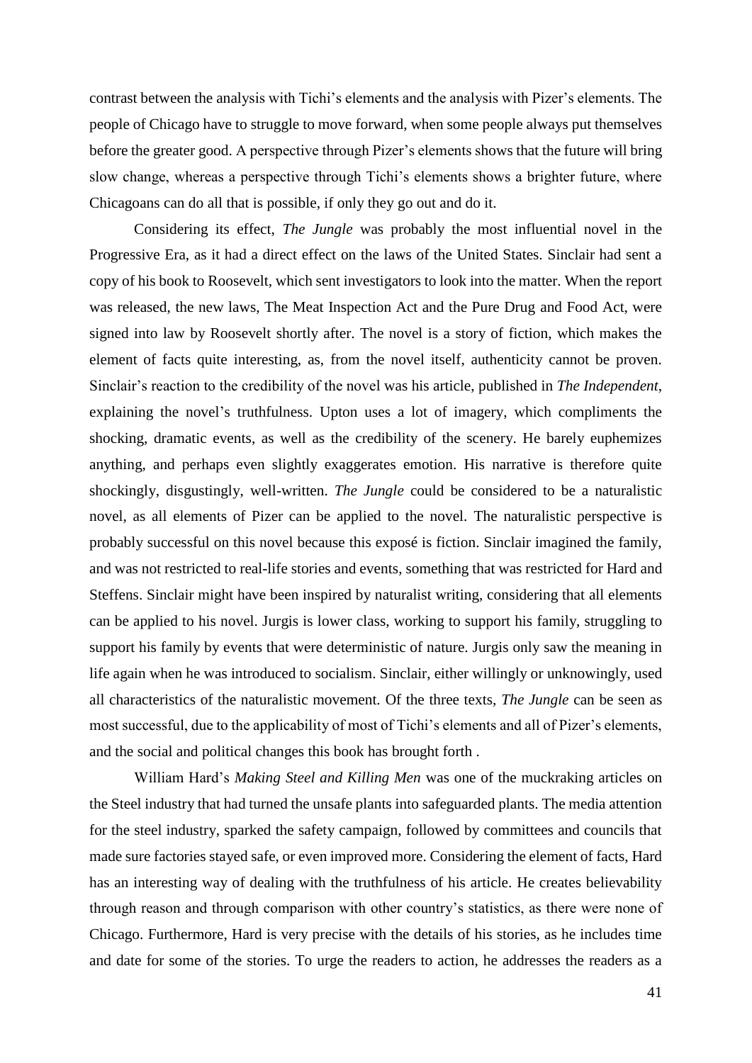contrast between the analysis with Tichi's elements and the analysis with Pizer's elements. The people of Chicago have to struggle to move forward, when some people always put themselves before the greater good. A perspective through Pizer's elements shows that the future will bring slow change, whereas a perspective through Tichi's elements shows a brighter future, where Chicagoans can do all that is possible, if only they go out and do it.

Considering its effect, *The Jungle* was probably the most influential novel in the Progressive Era, as it had a direct effect on the laws of the United States. Sinclair had sent a copy of his book to Roosevelt, which sent investigators to look into the matter. When the report was released, the new laws, The Meat Inspection Act and the Pure Drug and Food Act, were signed into law by Roosevelt shortly after. The novel is a story of fiction, which makes the element of facts quite interesting, as, from the novel itself, authenticity cannot be proven. Sinclair's reaction to the credibility of the novel was his article, published in *The Independent*, explaining the novel's truthfulness. Upton uses a lot of imagery, which compliments the shocking, dramatic events, as well as the credibility of the scenery. He barely euphemizes anything, and perhaps even slightly exaggerates emotion. His narrative is therefore quite shockingly, disgustingly, well-written. *The Jungle* could be considered to be a naturalistic novel, as all elements of Pizer can be applied to the novel. The naturalistic perspective is probably successful on this novel because this exposé is fiction. Sinclair imagined the family, and was not restricted to real-life stories and events, something that was restricted for Hard and Steffens. Sinclair might have been inspired by naturalist writing, considering that all elements can be applied to his novel. Jurgis is lower class, working to support his family, struggling to support his family by events that were deterministic of nature. Jurgis only saw the meaning in life again when he was introduced to socialism. Sinclair, either willingly or unknowingly, used all characteristics of the naturalistic movement. Of the three texts, *The Jungle* can be seen as most successful, due to the applicability of most of Tichi's elements and all of Pizer's elements, and the social and political changes this book has brought forth .

William Hard's *Making Steel and Killing Men* was one of the muckraking articles on the Steel industry that had turned the unsafe plants into safeguarded plants. The media attention for the steel industry, sparked the safety campaign, followed by committees and councils that made sure factories stayed safe, or even improved more. Considering the element of facts, Hard has an interesting way of dealing with the truthfulness of his article. He creates believability through reason and through comparison with other country's statistics, as there were none of Chicago. Furthermore, Hard is very precise with the details of his stories, as he includes time and date for some of the stories. To urge the readers to action, he addresses the readers as a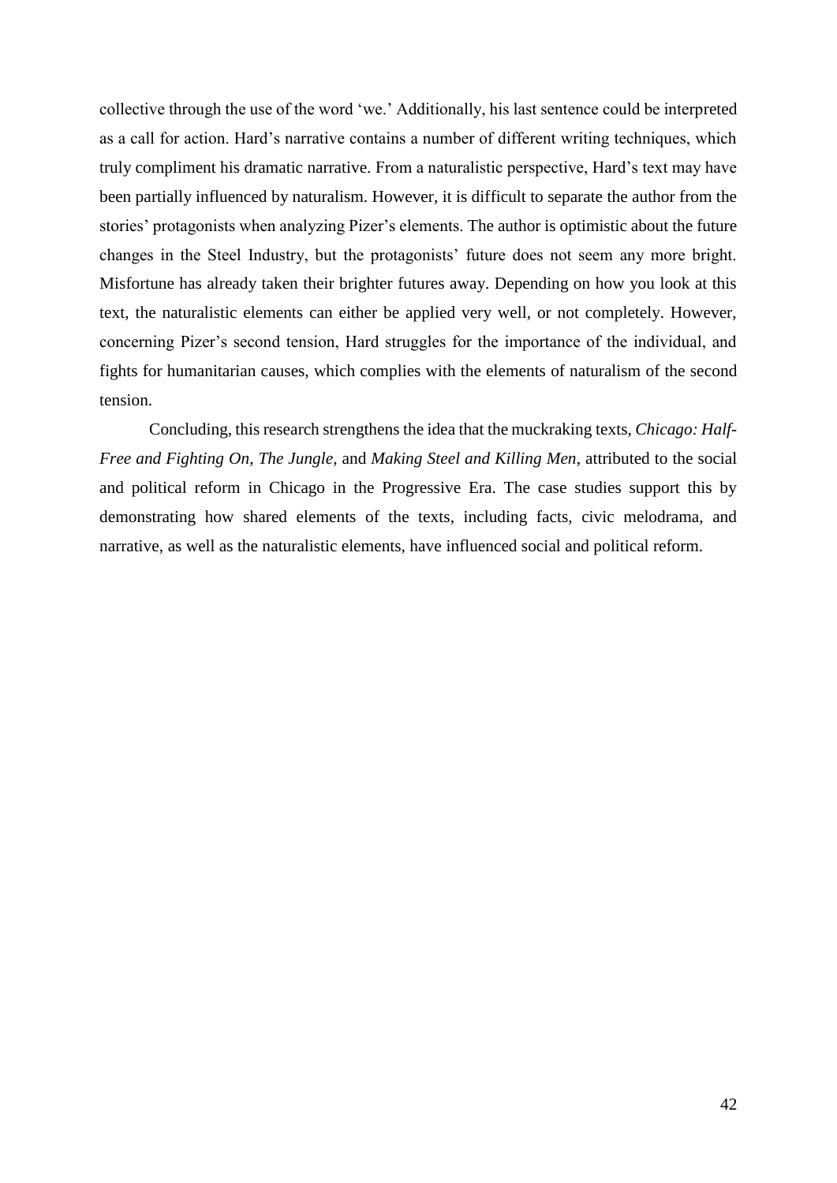collective through the use of the word 'we.' Additionally, his last sentence could be interpreted as a call for action. Hard's narrative contains a number of different writing techniques, which truly compliment his dramatic narrative. From a naturalistic perspective, Hard's text may have been partially influenced by naturalism. However, it is difficult to separate the author from the stories' protagonists when analyzing Pizer's elements. The author is optimistic about the future changes in the Steel Industry, but the protagonists' future does not seem any more bright. Misfortune has already taken their brighter futures away. Depending on how you look at this text, the naturalistic elements can either be applied very well, or not completely. However, concerning Pizer's second tension, Hard struggles for the importance of the individual, and fights for humanitarian causes, which complies with the elements of naturalism of the second tension.

Concluding, this research strengthens the idea that the muckraking texts, *Chicago: Half-Free and Fighting On*, *The Jungle,* and *Making Steel and Killing Men*, attributed to the social and political reform in Chicago in the Progressive Era. The case studies support this by demonstrating how shared elements of the texts, including facts, civic melodrama, and narrative, as well as the naturalistic elements, have influenced social and political reform.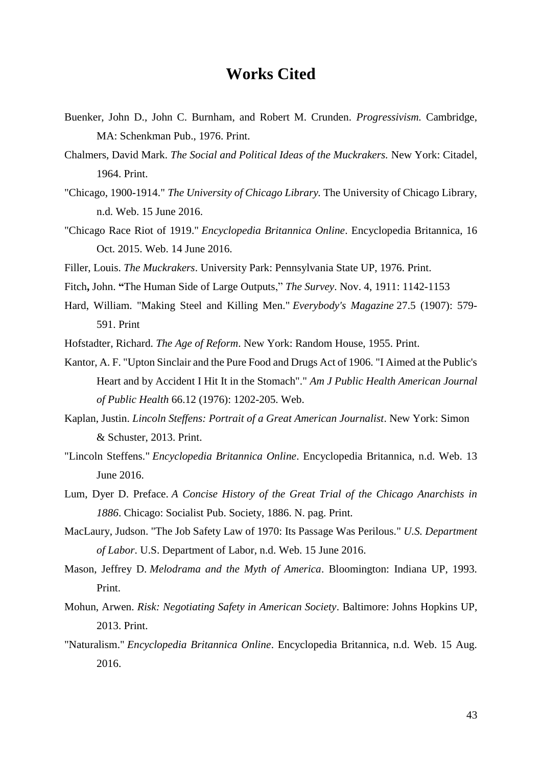# Works Cited

Buenker, John D., John C. Burnham, and Robert M. Crunden. *Progressivism.* Cambridge, MA: Schenkman Pub., 1976. Print.

Chalmers, David Mark. *The Social and Political Ideas of the Muckrakers.* New York: Citadel, 1964. Print.

"Chicago, 1900-1914." *The University of Chicago Library.* The University of Chicago Library, n.d. Web. 15 June 2016.

"Chicago Race Riot of 1919." *Encyclopedia Britannica Online*. Encyclopedia Britannica, 16 Oct. 2015. Web. 14 June 2016.

Filler, Louis. *The Muckrakers*. University Park: Pennsylvania State UP, 1976. Print.

Fitch**,** John. **"**The Human Side of Large Outputs," *The Survey*. Nov. 4, 1911: 1142-1153

Hard, William. "Making Steel and Killing Men." *Everybody's Magazine* 27.5 (1907): 579-591. Print

Hofstadter, Richard. *The Age of Reform*. New York: Random House, 1955. Print.

Kantor, A. F. "Upton Sinclair and the Pure Food and Drugs Act of 1906. "I Aimed at the Public's Heart and by Accident I Hit It in the Stomach"." *Am J Public Health American Journal of Public Health* 66.12 (1976): 1202-205. Web.

Kaplan, Justin. *Lincoln Steffens: Portrait of a Great American Journalist*. New York: Simon & Schuster, 2013. Print.

"Lincoln Steffens." *Encyclopedia Britannica Online*. Encyclopedia Britannica, n.d. Web. 13 June 2016.

Lum, Dyer D. Preface. *A Concise History of the Great Trial of the Chicago Anarchists in 1886*. Chicago: Socialist Pub. Society, 1886. N. pag. Print.

MacLaury, Judson. "The Job Safety Law of 1970: Its Passage Was Perilous." *U.S. Department of Labor*. U.S. Department of Labor, n.d. Web. 15 June 2016.

Mason, Jeffrey D. *Melodrama and the Myth of America*. Bloomington: Indiana UP, 1993. Print.

Mohun, Arwen. *Risk: Negotiating Safety in American Society*. Baltimore: Johns Hopkins UP, 2013. Print.

"Naturalism." *Encyclopedia Britannica Online*. Encyclopedia Britannica, n.d. Web. 15 Aug. 2016.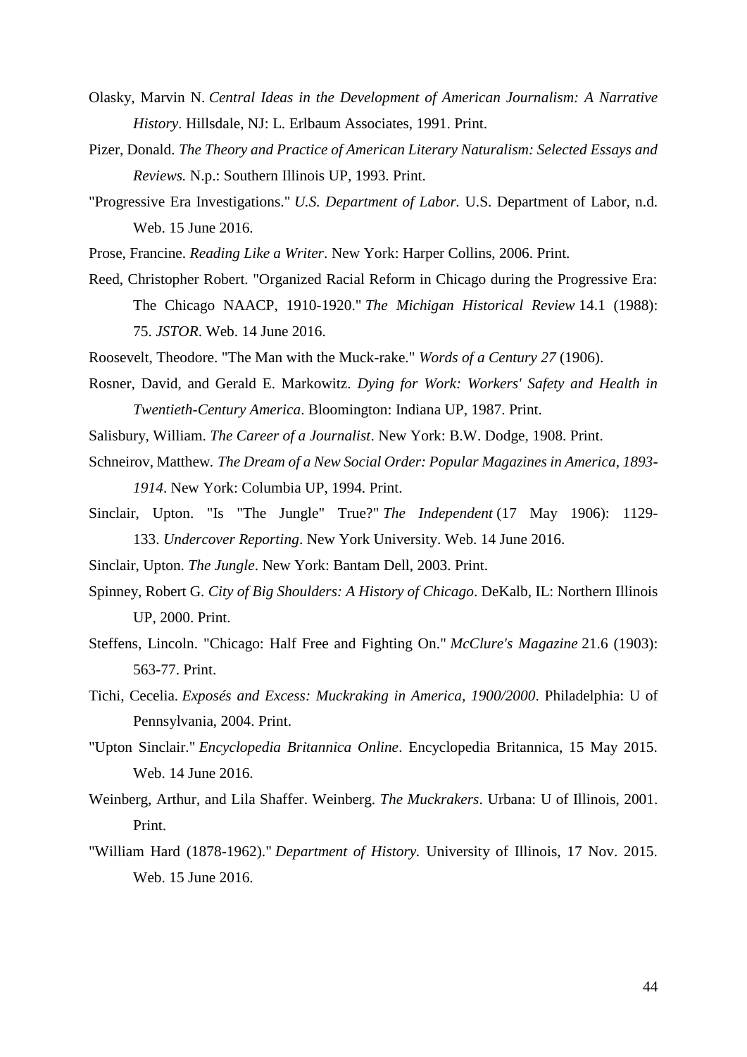Olasky, Marvin N. *Central Ideas in the Development of American Journalism: A Narrative History*. Hillsdale, NJ: L. Erlbaum Associates, 1991. Print.

Pizer, Donald. *The Theory and Practice of American Literary Naturalism: Selected Essays and Reviews.* N.p.: Southern Illinois UP, 1993. Print.

"Progressive Era Investigations." *U.S. Department of Labor.* U.S. Department of Labor, n.d. Web. 15 June 2016.

Prose, Francine. *Reading Like a Writer*. New York: Harper Collins, 2006. Print.

Reed, Christopher Robert. "Organized Racial Reform in Chicago during the Progressive Era: The Chicago NAACP, 1910-1920." *The Michigan Historical Review* 14.1 (1988): 75. *JSTOR*. Web. 14 June 2016.

Roosevelt, Theodore. "The Man with the Muck-rake." *Words of a Century 27* (1906).

Rosner, David, and Gerald E. Markowitz. *Dying for Work: Workers' Safety and Health in Twentieth-Century America*. Bloomington: Indiana UP, 1987. Print.

Salisbury, William. *The Career of a Journalist*. New York: B.W. Dodge, 1908. Print.

Schneirov, Matthew. *The Dream of a New Social Order: Popular Magazines in America, 1893-1914*. New York: Columbia UP, 1994. Print.

Sinclair, Upton. "Is "The Jungle" True?" *The Independent* (17 May 1906): 1129-133. *Undercover Reporting*. New York University. Web. 14 June 2016.

Sinclair, Upton. *The Jungle*. New York: Bantam Dell, 2003. Print.

Spinney, Robert G. *City of Big Shoulders: A History of Chicago*. DeKalb, IL: Northern Illinois UP, 2000. Print.

Steffens, Lincoln. "Chicago: Half Free and Fighting On." *McClure's Magazine* 21.6 (1903): 563-77. Print.

Tichi, Cecelia. *Exposés and Excess: Muckraking in America, 1900/2000*. Philadelphia: U of Pennsylvania, 2004. Print.

"Upton Sinclair." *Encyclopedia Britannica Online*. Encyclopedia Britannica, 15 May 2015. Web. 14 June 2016.

Weinberg, Arthur, and Lila Shaffer. Weinberg. *The Muckrakers*. Urbana: U of Illinois, 2001. Print.

"William Hard (1878-1962)." *Department of History.* University of Illinois, 17 Nov. 2015. Web. 15 June 2016.